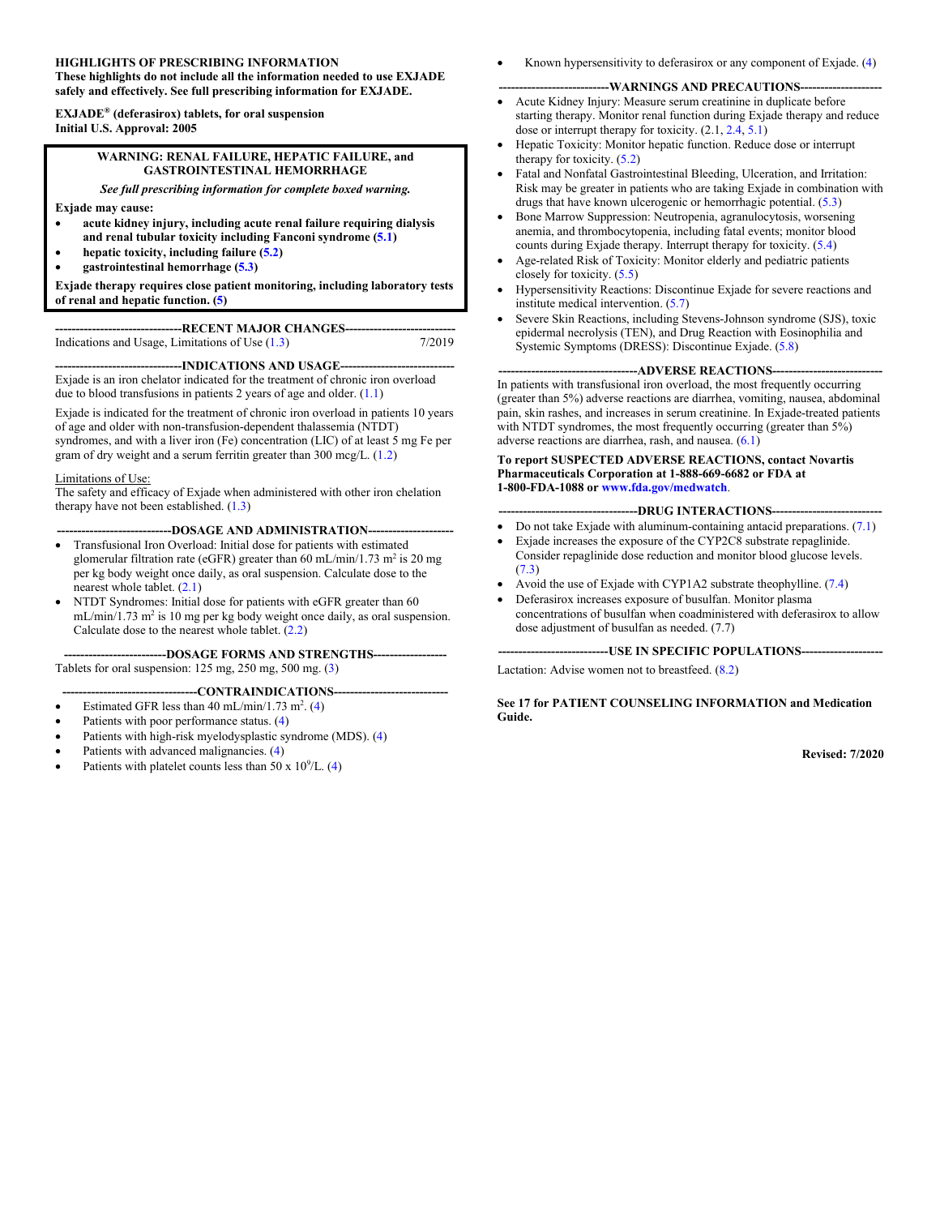**HIGHLIGHTS OF PRESCRIBING INFORMATION**
**These highlights do not include all the information needed to use EXJADE safely and effectively. See full prescribing information for EXJADE.**

**EXJADE® (deferasirox) tablets, for oral suspension**
**Initial U.S. Approval: 2005**

> **WARNING: RENAL FAILURE, HEPATIC FAILURE, and GASTROINTESTINAL HEMORRHAGE**
>
> ***See full prescribing information for complete boxed warning.***
>
> **Exjade may cause:**
> - **acute kidney injury, including acute renal failure requiring dialysis and renal tubular toxicity including Fanconi syndrome (5.1)**
> - **hepatic toxicity, including failure (5.2)**
> - **gastrointestinal hemorrhage (5.3)**
>
> **Exjade therapy requires close patient monitoring, including laboratory tests of renal and hepatic function. (5)**

**RECENT MAJOR CHANGES**

Indications and Usage, Limitations of Use (1.3) 7/2019

**INDICATIONS AND USAGE**

Exjade is an iron chelator indicated for the treatment of chronic iron overload due to blood transfusions in patients 2 years of age and older. (1.1)

Exjade is indicated for the treatment of chronic iron overload in patients 10 years of age and older with non-transfusion-dependent thalassemia (NTDT) syndromes, and with a liver iron (Fe) concentration (LIC) of at least 5 mg Fe per gram of dry weight and a serum ferritin greater than 300 mcg/L. (1.2)

Limitations of Use:
The safety and efficacy of Exjade when administered with other iron chelation therapy have not been established. (1.3)

**DOSAGE AND ADMINISTRATION**

- Transfusional Iron Overload: Initial dose for patients with estimated glomerular filtration rate (eGFR) greater than 60 mL/min/1.73 $m^2$ is 20 mg per kg body weight once daily, as oral suspension. Calculate dose to the nearest whole tablet. (2.1)
- NTDT Syndromes: Initial dose for patients with eGFR greater than 60 mL/min/1.73 $m^2$ is 10 mg per kg body weight once daily, as oral suspension. Calculate dose to the nearest whole tablet. (2.2)

**DOSAGE FORMS AND STRENGTHS**

Tablets for oral suspension: 125 mg, 250 mg, 500 mg. (3)

**CONTRAINDICATIONS**

- Estimated GFR less than 40 mL/min/1.73 $m^2$. (4)
- Patients with poor performance status. (4)
- Patients with high-risk myelodysplastic syndrome (MDS). (4)
- Patients with advanced malignancies. (4)
- Patients with platelet counts less than 50 x $10^9$/L. (4)
- Known hypersensitivity to deferasirox or any component of Exjade. (4)

**WARNINGS AND PRECAUTIONS**

- Acute Kidney Injury: Measure serum creatinine in duplicate before starting therapy. Monitor renal function during Exjade therapy and reduce dose or interrupt therapy for toxicity. (2.1, 2.4, 5.1)
- Hepatic Toxicity: Monitor hepatic function. Reduce dose or interrupt therapy for toxicity. (5.2)
- Fatal and Nonfatal Gastrointestinal Bleeding, Ulceration, and Irritation: Risk may be greater in patients who are taking Exjade in combination with drugs that have known ulcerogenic or hemorrhagic potential. (5.3)
- Bone Marrow Suppression: Neutropenia, agranulocytosis, worsening anemia, and thrombocytopenia, including fatal events; monitor blood counts during Exjade therapy. Interrupt therapy for toxicity. (5.4)
- Age-related Risk of Toxicity: Monitor elderly and pediatric patients closely for toxicity. (5.5)
- Hypersensitivity Reactions: Discontinue Exjade for severe reactions and institute medical intervention. (5.7)
- Severe Skin Reactions, including Stevens-Johnson syndrome (SJS), toxic epidermal necrolysis (TEN), and Drug Reaction with Eosinophilia and Systemic Symptoms (DRESS): Discontinue Exjade. (5.8)

**ADVERSE REACTIONS**

In patients with transfusional iron overload, the most frequently occurring (greater than 5%) adverse reactions are diarrhea, vomiting, nausea, abdominal pain, skin rashes, and increases in serum creatinine. In Exjade-treated patients with NTDT syndromes, the most frequently occurring (greater than 5%) adverse reactions are diarrhea, rash, and nausea. (6.1)

**To report SUSPECTED ADVERSE REACTIONS, contact Novartis Pharmaceuticals Corporation at 1-888-669-6682 or FDA at 1-800-FDA-1088 or www.fda.gov/medwatch.**

**DRUG INTERACTIONS**

- Do not take Exjade with aluminum-containing antacid preparations. (7.1)
- Exjade increases the exposure of the CYP2C8 substrate repaglinide. Consider repaglinide dose reduction and monitor blood glucose levels. (7.3)
- Avoid the use of Exjade with CYP1A2 substrate theophylline. (7.4)
- Deferasirox increases exposure of busulfan. Monitor plasma concentrations of busulfan when coadministered with deferasirox to allow dose adjustment of busulfan as needed. (7.7)

**USE IN SPECIFIC POPULATIONS**

Lactation: Advise women not to breastfeed. (8.2)

**See 17 for PATIENT COUNSELING INFORMATION and Medication Guide.**

**Revised: 7/2020**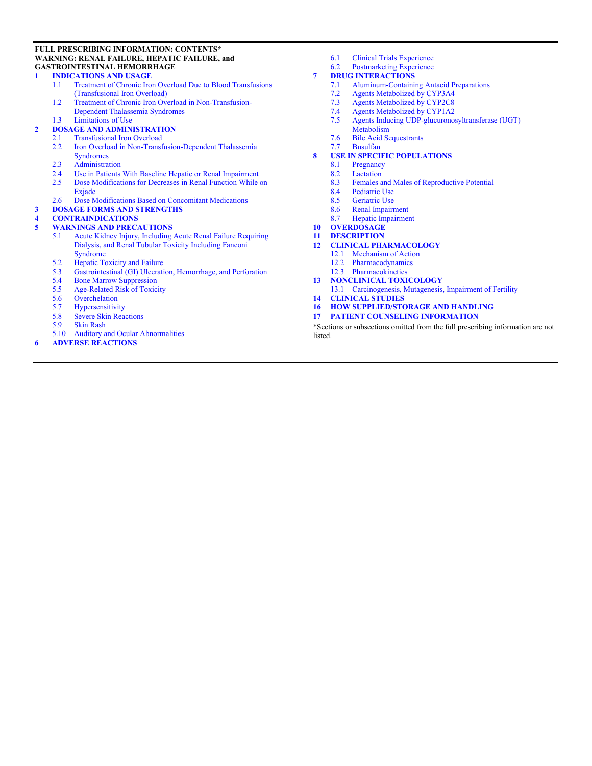**FULL PRESCRIBING INFORMATION: CONTENTS***

**WARNING: RENAL FAILURE, HEPATIC FAILURE, and GASTROINTESTINAL HEMORRHAGE**

**1 INDICATIONS AND USAGE**
- 1.1 Treatment of Chronic Iron Overload Due to Blood Transfusions (Transfusional Iron Overload)
- 1.2 Treatment of Chronic Iron Overload in Non-Transfusion-Dependent Thalassemia Syndromes
- 1.3 Limitations of Use

**2 DOSAGE AND ADMINISTRATION**
- 2.1 Transfusional Iron Overload
- 2.2 Iron Overload in Non-Transfusion-Dependent Thalassemia Syndromes
- 2.3 Administration
- 2.4 Use in Patients With Baseline Hepatic or Renal Impairment
- 2.5 Dose Modifications for Decreases in Renal Function While on Exjade
- 2.6 Dose Modifications Based on Concomitant Medications

**3 DOSAGE FORMS AND STRENGTHS**

**4 CONTRAINDICATIONS**

**5 WARNINGS AND PRECAUTIONS**
- 5.1 Acute Kidney Injury, Including Acute Renal Failure Requiring Dialysis, and Renal Tubular Toxicity Including Fanconi Syndrome
- 5.2 Hepatic Toxicity and Failure
- 5.3 Gastrointestinal (GI) Ulceration, Hemorrhage, and Perforation
- 5.4 Bone Marrow Suppression
- 5.5 Age-Related Risk of Toxicity
- 5.6 Overchelation
- 5.7 Hypersensitivity
- 5.8 Severe Skin Reactions
- 5.9 Skin Rash
- 5.10 Auditory and Ocular Abnormalities

**6 ADVERSE REACTIONS**
- 6.1 Clinical Trials Experience
- 6.2 Postmarketing Experience

**7 DRUG INTERACTIONS**
- 7.1 Aluminum-Containing Antacid Preparations
- 7.2 Agents Metabolized by CYP3A4
- 7.3 Agents Metabolized by CYP2C8
- 7.4 Agents Metabolized by CYP1A2
- 7.5 Agents Inducing UDP-glucuronosyltransferase (UGT) Metabolism
- 7.6 Bile Acid Sequestrants
- 7.7 Busulfan

**8 USE IN SPECIFIC POPULATIONS**
- 8.1 Pregnancy
- 8.2 Lactation
- 8.3 Females and Males of Reproductive Potential
- 8.4 Pediatric Use
- 8.5 Geriatric Use
- 8.6 Renal Impairment
- 8.7 Hepatic Impairment

**10 OVERDOSAGE**

**11 DESCRIPTION**

**12 CLINICAL PHARMACOLOGY**
- 12.1 Mechanism of Action
- 12.2 Pharmacodynamics
- 12.3 Pharmacokinetics

**13 NONCLINICAL TOXICOLOGY**
- 13.1 Carcinogenesis, Mutagenesis, Impairment of Fertility

**14 CLINICAL STUDIES**

**16 HOW SUPPLIED/STORAGE AND HANDLING**

**17 PATIENT COUNSELING INFORMATION**

*Sections or subsections omitted from the full prescribing information are not listed.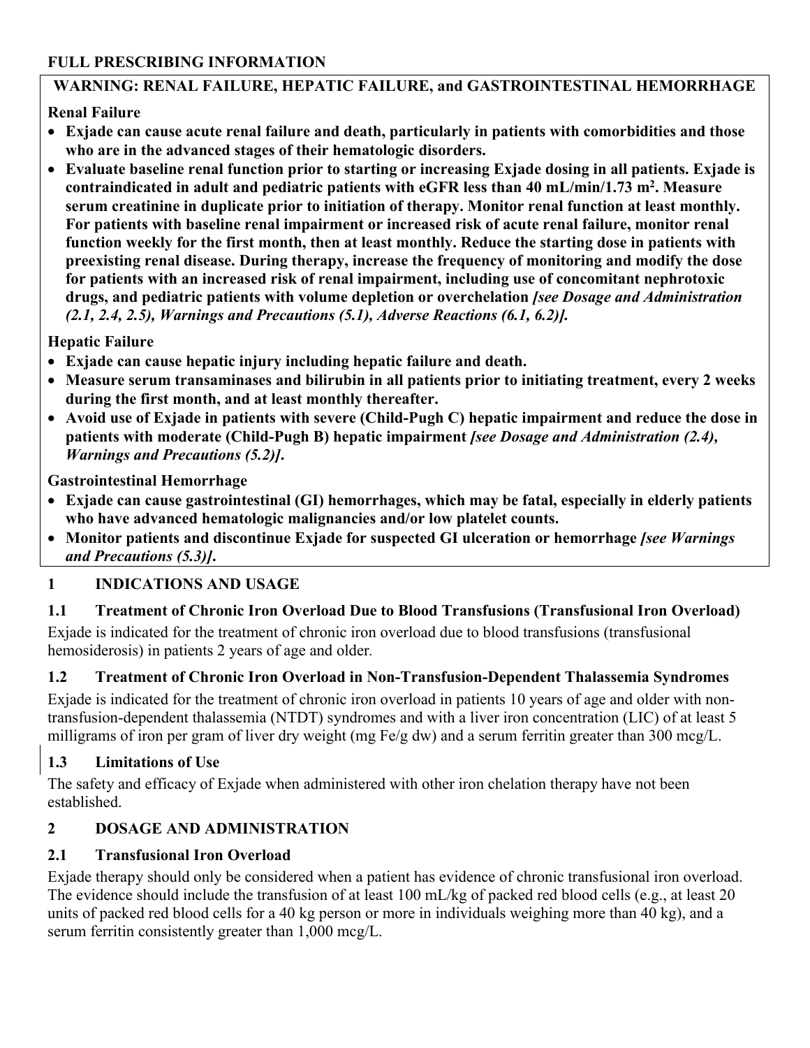# FULL PRESCRIBING INFORMATION

## WARNING: RENAL FAILURE, HEPATIC FAILURE, and GASTROINTESTINAL HEMORRHAGE

**Renal Failure**

- **Exjade can cause acute renal failure and death, particularly in patients with comorbidities and those who are in the advanced stages of their hematologic disorders.**
- **Evaluate baseline renal function prior to starting or increasing Exjade dosing in all patients. Exjade is contraindicated in adult and pediatric patients with eGFR less than 40 mL/min/1.73 m$^2$. Measure serum creatinine in duplicate prior to initiation of therapy. Monitor renal function at least monthly. For patients with baseline renal impairment or increased risk of acute renal failure, monitor renal function weekly for the first month, then at least monthly. Reduce the starting dose in patients with preexisting renal disease. During therapy, increase the frequency of monitoring and modify the dose for patients with an increased risk of renal impairment, including use of concomitant nephrotoxic drugs, and pediatric patients with volume depletion or overchelation** ***[see Dosage and Administration (2.1, 2.4, 2.5), Warnings and Precautions (5.1), Adverse Reactions (6.1, 6.2)].***

**Hepatic Failure**

- **Exjade can cause hepatic injury including hepatic failure and death.**
- **Measure serum transaminases and bilirubin in all patients prior to initiating treatment, every 2 weeks during the first month, and at least monthly thereafter.**
- **Avoid use of Exjade in patients with severe (Child-Pugh C) hepatic impairment and reduce the dose in patients with moderate (Child-Pugh B) hepatic impairment** ***[see Dosage and Administration (2.4), Warnings and Precautions (5.2)]*****.**

**Gastrointestinal Hemorrhage**

- **Exjade can cause gastrointestinal (GI) hemorrhages, which may be fatal, especially in elderly patients who have advanced hematologic malignancies and/or low platelet counts.**
- **Monitor patients and discontinue Exjade for suspected GI ulceration or hemorrhage** ***[see Warnings and Precautions (5.3)]*****.**

## 1 INDICATIONS AND USAGE

### 1.1 Treatment of Chronic Iron Overload Due to Blood Transfusions (Transfusional Iron Overload)

Exjade is indicated for the treatment of chronic iron overload due to blood transfusions (transfusional hemosiderosis) in patients 2 years of age and older.

### 1.2 Treatment of Chronic Iron Overload in Non-Transfusion-Dependent Thalassemia Syndromes

Exjade is indicated for the treatment of chronic iron overload in patients 10 years of age and older with non-transfusion-dependent thalassemia (NTDT) syndromes and with a liver iron concentration (LIC) of at least 5 milligrams of iron per gram of liver dry weight (mg Fe/g dw) and a serum ferritin greater than 300 mcg/L.

### 1.3 Limitations of Use

The safety and efficacy of Exjade when administered with other iron chelation therapy have not been established.

## 2 DOSAGE AND ADMINISTRATION

### 2.1 Transfusional Iron Overload

Exjade therapy should only be considered when a patient has evidence of chronic transfusional iron overload. The evidence should include the transfusion of at least 100 mL/kg of packed red blood cells (e.g., at least 20 units of packed red blood cells for a 40 kg person or more in individuals weighing more than 40 kg), and a serum ferritin consistently greater than 1,000 mcg/L.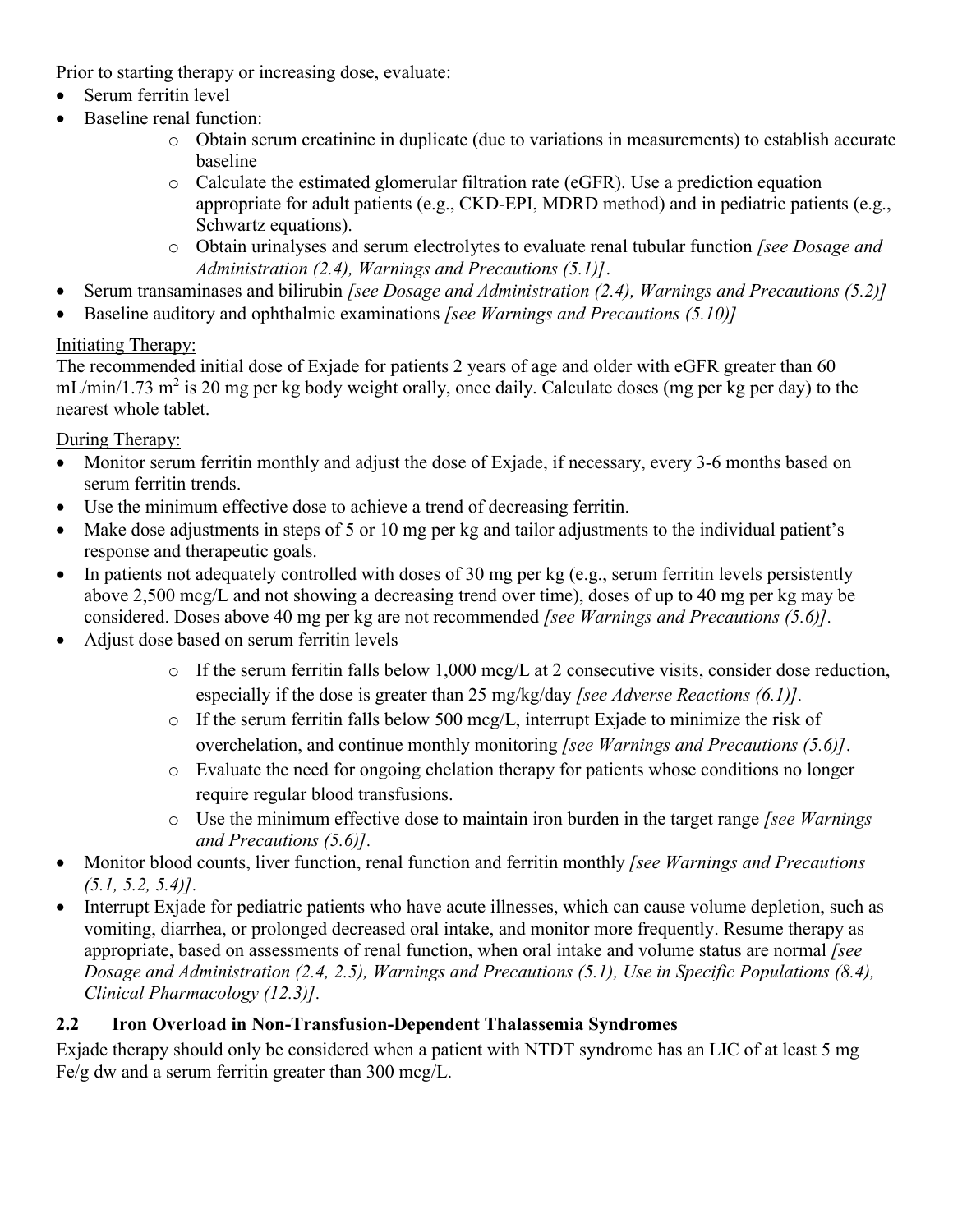Prior to starting therapy or increasing dose, evaluate:

- Serum ferritin level
- Baseline renal function:
    - Obtain serum creatinine in duplicate (due to variations in measurements) to establish accurate baseline
    - Calculate the estimated glomerular filtration rate (eGFR). Use a prediction equation appropriate for adult patients (e.g., CKD-EPI, MDRD method) and in pediatric patients (e.g., Schwartz equations).
    - Obtain urinalyses and serum electrolytes to evaluate renal tubular function *[see Dosage and Administration (2.4), Warnings and Precautions (5.1)]*.
- Serum transaminases and bilirubin *[see Dosage and Administration (2.4), Warnings and Precautions (5.2)]*
- Baseline auditory and ophthalmic examinations *[see Warnings and Precautions (5.10)]*

Initiating Therapy:

The recommended initial dose of Exjade for patients 2 years of age and older with eGFR greater than 60 mL/min/1.73 $m^2$ is 20 mg per kg body weight orally, once daily. Calculate doses (mg per kg per day) to the nearest whole tablet.

During Therapy:

- Monitor serum ferritin monthly and adjust the dose of Exjade, if necessary, every 3-6 months based on serum ferritin trends.
- Use the minimum effective dose to achieve a trend of decreasing ferritin.
- Make dose adjustments in steps of 5 or 10 mg per kg and tailor adjustments to the individual patient's response and therapeutic goals.
- In patients not adequately controlled with doses of 30 mg per kg (e.g., serum ferritin levels persistently above 2,500 mcg/L and not showing a decreasing trend over time), doses of up to 40 mg per kg may be considered. Doses above 40 mg per kg are not recommended *[see Warnings and Precautions (5.6)]*.
- Adjust dose based on serum ferritin levels
    - If the serum ferritin falls below 1,000 mcg/L at 2 consecutive visits, consider dose reduction, especially if the dose is greater than 25 mg/kg/day *[see Adverse Reactions (6.1)]*.
    - If the serum ferritin falls below 500 mcg/L, interrupt Exjade to minimize the risk of overchelation, and continue monthly monitoring *[see Warnings and Precautions (5.6)]*.
    - Evaluate the need for ongoing chelation therapy for patients whose conditions no longer require regular blood transfusions.
    - Use the minimum effective dose to maintain iron burden in the target range *[see Warnings and Precautions (5.6)]*.
- Monitor blood counts, liver function, renal function and ferritin monthly *[see Warnings and Precautions (5.1, 5.2, 5.4)]*.
- Interrupt Exjade for pediatric patients who have acute illnesses, which can cause volume depletion, such as vomiting, diarrhea, or prolonged decreased oral intake, and monitor more frequently. Resume therapy as appropriate, based on assessments of renal function, when oral intake and volume status are normal *[see Dosage and Administration (2.4, 2.5), Warnings and Precautions (5.1), Use in Specific Populations (8.4), Clinical Pharmacology (12.3)]*.

### 2.2 Iron Overload in Non-Transfusion-Dependent Thalassemia Syndromes

Exjade therapy should only be considered when a patient with NTDT syndrome has an LIC of at least 5 mg Fe/g dw and a serum ferritin greater than 300 mcg/L.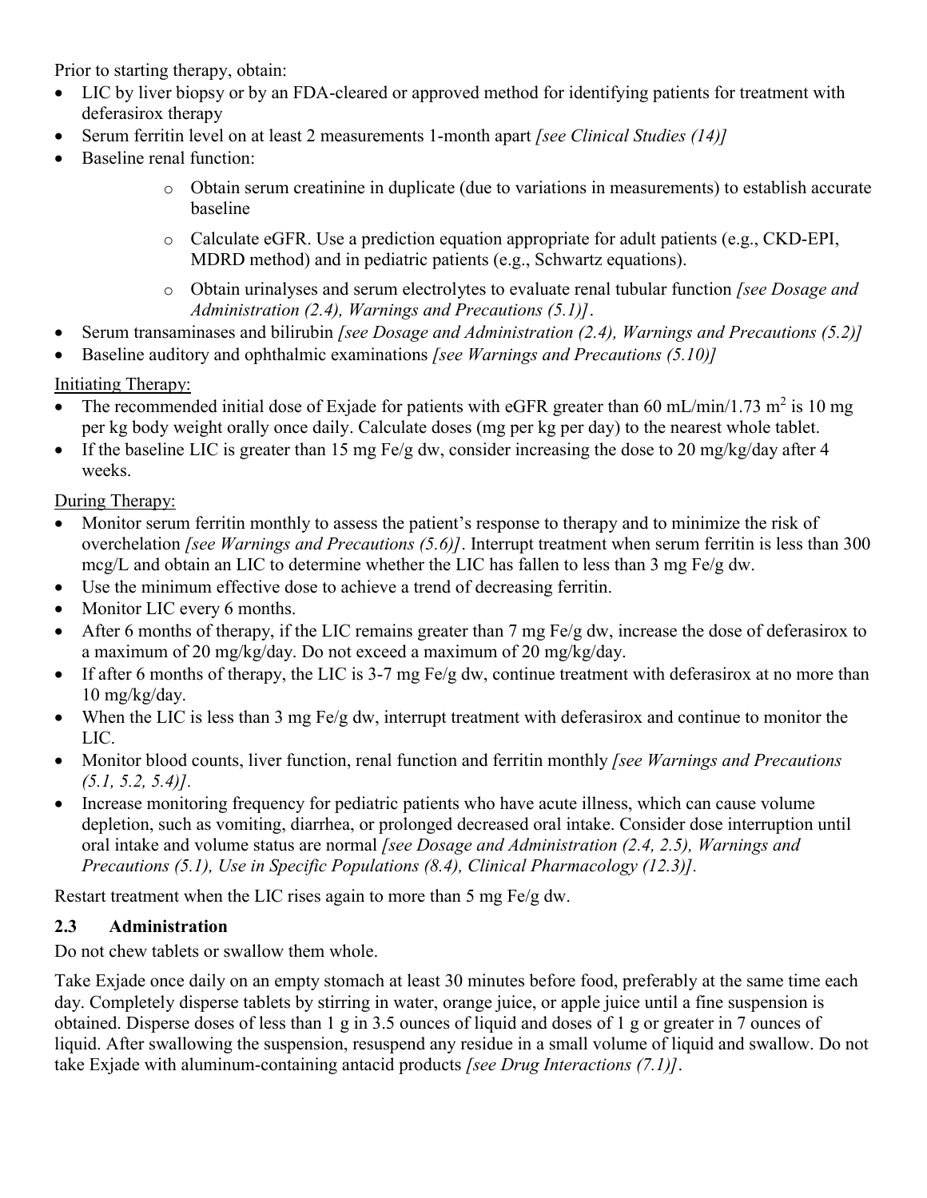Prior to starting therapy, obtain:

- LIC by liver biopsy or by an FDA-cleared or approved method for identifying patients for treatment with deferasirox therapy
- Serum ferritin level on at least 2 measurements 1-month apart *[see Clinical Studies (14)]*
- Baseline renal function:
    - Obtain serum creatinine in duplicate (due to variations in measurements) to establish accurate baseline
    - Calculate eGFR. Use a prediction equation appropriate for adult patients (e.g., CKD-EPI, MDRD method) and in pediatric patients (e.g., Schwartz equations).
    - Obtain urinalyses and serum electrolytes to evaluate renal tubular function *[see Dosage and Administration (2.4), Warnings and Precautions (5.1)]*.
- Serum transaminases and bilirubin *[see Dosage and Administration (2.4), Warnings and Precautions (5.2)]*
- Baseline auditory and ophthalmic examinations *[see Warnings and Precautions (5.10)]*

Initiating Therapy:

- The recommended initial dose of Exjade for patients with eGFR greater than 60 mL/min/1.73 $m^2$ is 10 mg per kg body weight orally once daily. Calculate doses (mg per kg per day) to the nearest whole tablet.
- If the baseline LIC is greater than 15 mg Fe/g dw, consider increasing the dose to 20 mg/kg/day after 4 weeks.

During Therapy:

- Monitor serum ferritin monthly to assess the patient's response to therapy and to minimize the risk of overchelation *[see Warnings and Precautions (5.6)]*. Interrupt treatment when serum ferritin is less than 300 mcg/L and obtain an LIC to determine whether the LIC has fallen to less than 3 mg Fe/g dw.
- Use the minimum effective dose to achieve a trend of decreasing ferritin.
- Monitor LIC every 6 months.
- After 6 months of therapy, if the LIC remains greater than 7 mg Fe/g dw, increase the dose of deferasirox to a maximum of 20 mg/kg/day. Do not exceed a maximum of 20 mg/kg/day.
- If after 6 months of therapy, the LIC is 3-7 mg Fe/g dw, continue treatment with deferasirox at no more than 10 mg/kg/day.
- When the LIC is less than 3 mg Fe/g dw, interrupt treatment with deferasirox and continue to monitor the LIC.
- Monitor blood counts, liver function, renal function and ferritin monthly *[see Warnings and Precautions (5.1, 5.2, 5.4)]*.
- Increase monitoring frequency for pediatric patients who have acute illness, which can cause volume depletion, such as vomiting, diarrhea, or prolonged decreased oral intake. Consider dose interruption until oral intake and volume status are normal *[see Dosage and Administration (2.4, 2.5), Warnings and Precautions (5.1), Use in Specific Populations (8.4), Clinical Pharmacology (12.3)]*.

Restart treatment when the LIC rises again to more than 5 mg Fe/g dw.

### 2.3 Administration

Do not chew tablets or swallow them whole.

Take Exjade once daily on an empty stomach at least 30 minutes before food, preferably at the same time each day. Completely disperse tablets by stirring in water, orange juice, or apple juice until a fine suspension is obtained. Disperse doses of less than 1 g in 3.5 ounces of liquid and doses of 1 g or greater in 7 ounces of liquid. After swallowing the suspension, resuspend any residue in a small volume of liquid and swallow. Do not take Exjade with aluminum-containing antacid products *[see Drug Interactions (7.1)]*.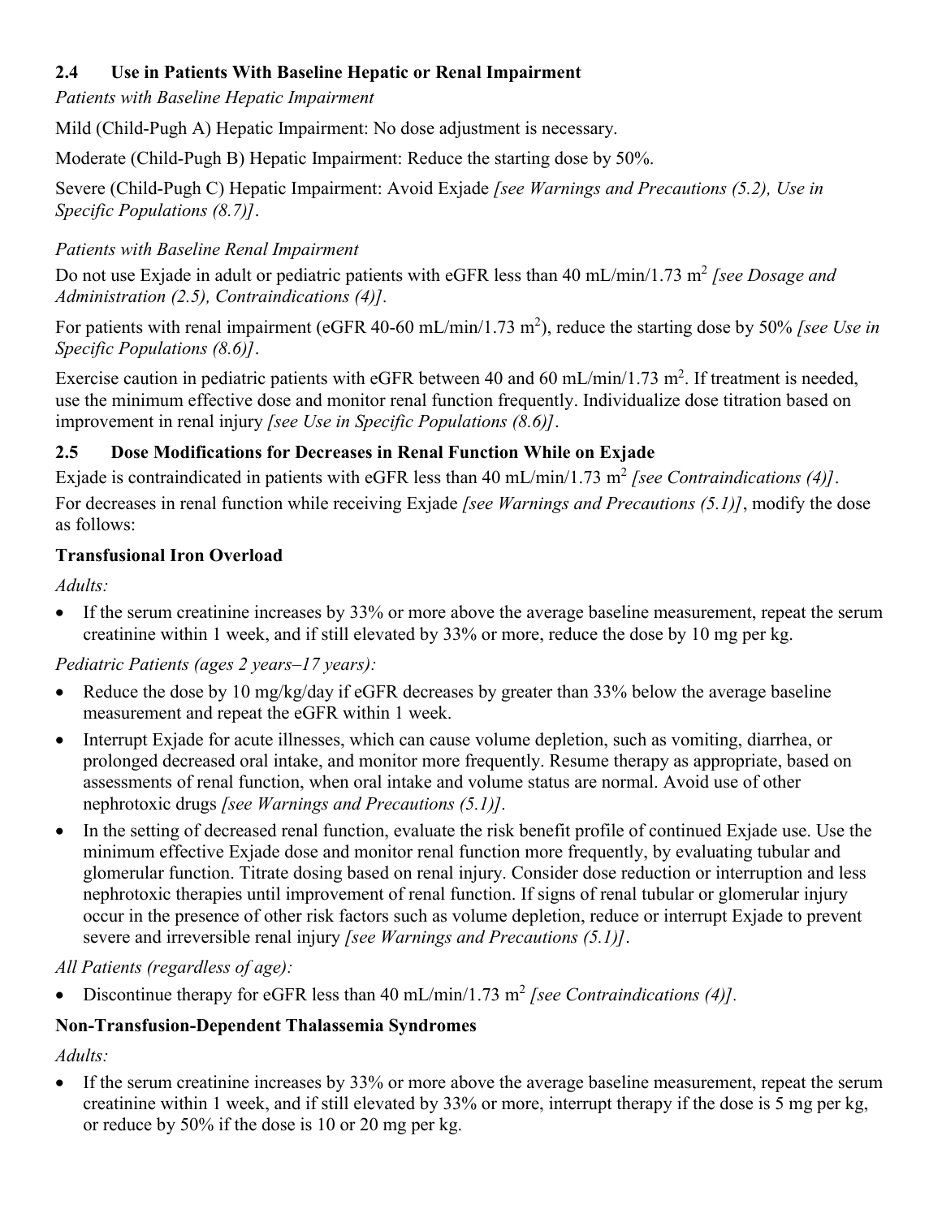### 2.4 Use in Patients With Baseline Hepatic or Renal Impairment

*Patients with Baseline Hepatic Impairment*

Mild (Child-Pugh A) Hepatic Impairment: No dose adjustment is necessary.

Moderate (Child-Pugh B) Hepatic Impairment: Reduce the starting dose by 50%.

Severe (Child-Pugh C) Hepatic Impairment: Avoid Exjade *[see Warnings and Precautions (5.2), Use in Specific Populations (8.7)]*.

*Patients with Baseline Renal Impairment*

Do not use Exjade in adult or pediatric patients with eGFR less than 40 mL/min/1.73 $m^2$ *[see Dosage and Administration (2.5), Contraindications (4)]*.

For patients with renal impairment (eGFR 40-60 mL/min/1.73 $m^2$), reduce the starting dose by 50% *[see Use in Specific Populations (8.6)]*.

Exercise caution in pediatric patients with eGFR between 40 and 60 mL/min/1.73 $m^2$. If treatment is needed, use the minimum effective dose and monitor renal function frequently. Individualize dose titration based on improvement in renal injury *[see Use in Specific Populations (8.6)]*.

### 2.5 Dose Modifications for Decreases in Renal Function While on Exjade

Exjade is contraindicated in patients with eGFR less than 40 mL/min/1.73 $m^2$ *[see Contraindications (4)]*.

For decreases in renal function while receiving Exjade *[see Warnings and Precautions (5.1)]*, modify the dose as follows:

**Transfusional Iron Overload**

*Adults:*

- If the serum creatinine increases by 33% or more above the average baseline measurement, repeat the serum creatinine within 1 week, and if still elevated by 33% or more, reduce the dose by 10 mg per kg.

*Pediatric Patients (ages 2 years–17 years):*

- Reduce the dose by 10 mg/kg/day if eGFR decreases by greater than 33% below the average baseline measurement and repeat the eGFR within 1 week.
- Interrupt Exjade for acute illnesses, which can cause volume depletion, such as vomiting, diarrhea, or prolonged decreased oral intake, and monitor more frequently. Resume therapy as appropriate, based on assessments of renal function, when oral intake and volume status are normal. Avoid use of other nephrotoxic drugs *[see Warnings and Precautions (5.1)]*.
- In the setting of decreased renal function, evaluate the risk benefit profile of continued Exjade use. Use the minimum effective Exjade dose and monitor renal function more frequently, by evaluating tubular and glomerular function. Titrate dosing based on renal injury. Consider dose reduction or interruption and less nephrotoxic therapies until improvement of renal function. If signs of renal tubular or glomerular injury occur in the presence of other risk factors such as volume depletion, reduce or interrupt Exjade to prevent severe and irreversible renal injury *[see Warnings and Precautions (5.1)]*.

*All Patients (regardless of age):*

- Discontinue therapy for eGFR less than 40 mL/min/1.73 $m^2$ *[see Contraindications (4)]*.

**Non-Transfusion-Dependent Thalassemia Syndromes**

*Adults:*

- If the serum creatinine increases by 33% or more above the average baseline measurement, repeat the serum creatinine within 1 week, and if still elevated by 33% or more, interrupt therapy if the dose is 5 mg per kg, or reduce by 50% if the dose is 10 or 20 mg per kg.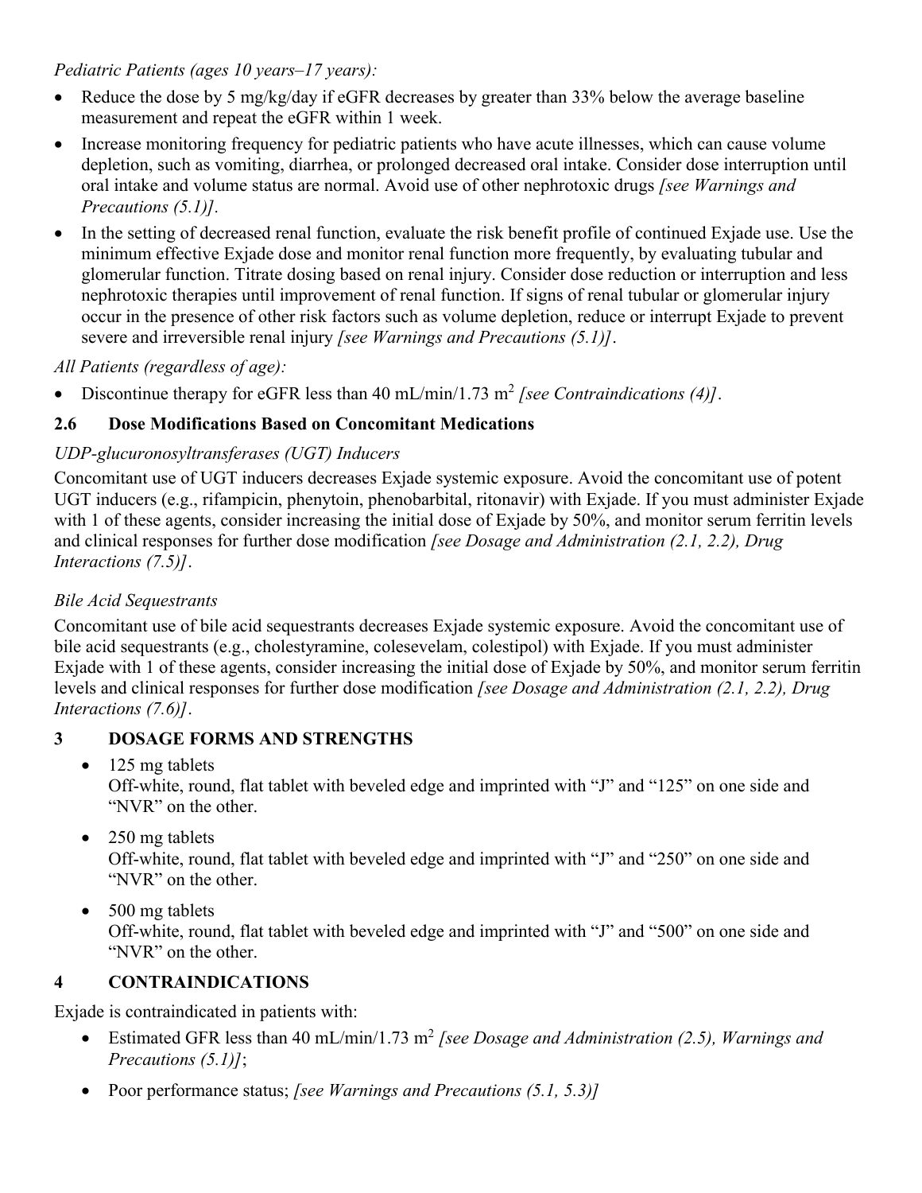*Pediatric Patients (ages 10 years–17 years):*

- Reduce the dose by 5 mg/kg/day if eGFR decreases by greater than 33% below the average baseline measurement and repeat the eGFR within 1 week.
- Increase monitoring frequency for pediatric patients who have acute illnesses, which can cause volume depletion, such as vomiting, diarrhea, or prolonged decreased oral intake. Consider dose interruption until oral intake and volume status are normal. Avoid use of other nephrotoxic drugs *[see Warnings and Precautions (5.1)]*.
- In the setting of decreased renal function, evaluate the risk benefit profile of continued Exjade use. Use the minimum effective Exjade dose and monitor renal function more frequently, by evaluating tubular and glomerular function. Titrate dosing based on renal injury. Consider dose reduction or interruption and less nephrotoxic therapies until improvement of renal function. If signs of renal tubular or glomerular injury occur in the presence of other risk factors such as volume depletion, reduce or interrupt Exjade to prevent severe and irreversible renal injury *[see Warnings and Precautions (5.1)]*.

*All Patients (regardless of age):*

- Discontinue therapy for eGFR less than 40 mL/min/1.73 $m^2$ *[see Contraindications (4)]*.

### 2.6 Dose Modifications Based on Concomitant Medications

*UDP-glucuronosyltransferases (UGT) Inducers*

Concomitant use of UGT inducers decreases Exjade systemic exposure. Avoid the concomitant use of potent UGT inducers (e.g., rifampicin, phenytoin, phenobarbital, ritonavir) with Exjade. If you must administer Exjade with 1 of these agents, consider increasing the initial dose of Exjade by 50%, and monitor serum ferritin levels and clinical responses for further dose modification *[see Dosage and Administration (2.1, 2.2), Drug Interactions (7.5)]*.

*Bile Acid Sequestrants*

Concomitant use of bile acid sequestrants decreases Exjade systemic exposure. Avoid the concomitant use of bile acid sequestrants (e.g., cholestyramine, colesevelam, colestipol) with Exjade. If you must administer Exjade with 1 of these agents, consider increasing the initial dose of Exjade by 50%, and monitor serum ferritin levels and clinical responses for further dose modification *[see Dosage and Administration (2.1, 2.2), Drug Interactions (7.6)]*.

## 3 DOSAGE FORMS AND STRENGTHS

- 125 mg tablets
  Off-white, round, flat tablet with beveled edge and imprinted with “J” and “125” on one side and “NVR” on the other.
- 250 mg tablets
  Off-white, round, flat tablet with beveled edge and imprinted with “J” and “250” on one side and “NVR” on the other.
- 500 mg tablets
  Off-white, round, flat tablet with beveled edge and imprinted with “J” and “500” on one side and “NVR” on the other.

## 4 CONTRAINDICATIONS

Exjade is contraindicated in patients with:

- Estimated GFR less than 40 mL/min/1.73 $m^2$ *[see Dosage and Administration (2.5), Warnings and Precautions (5.1)]*;
- Poor performance status; *[see Warnings and Precautions (5.1, 5.3)]*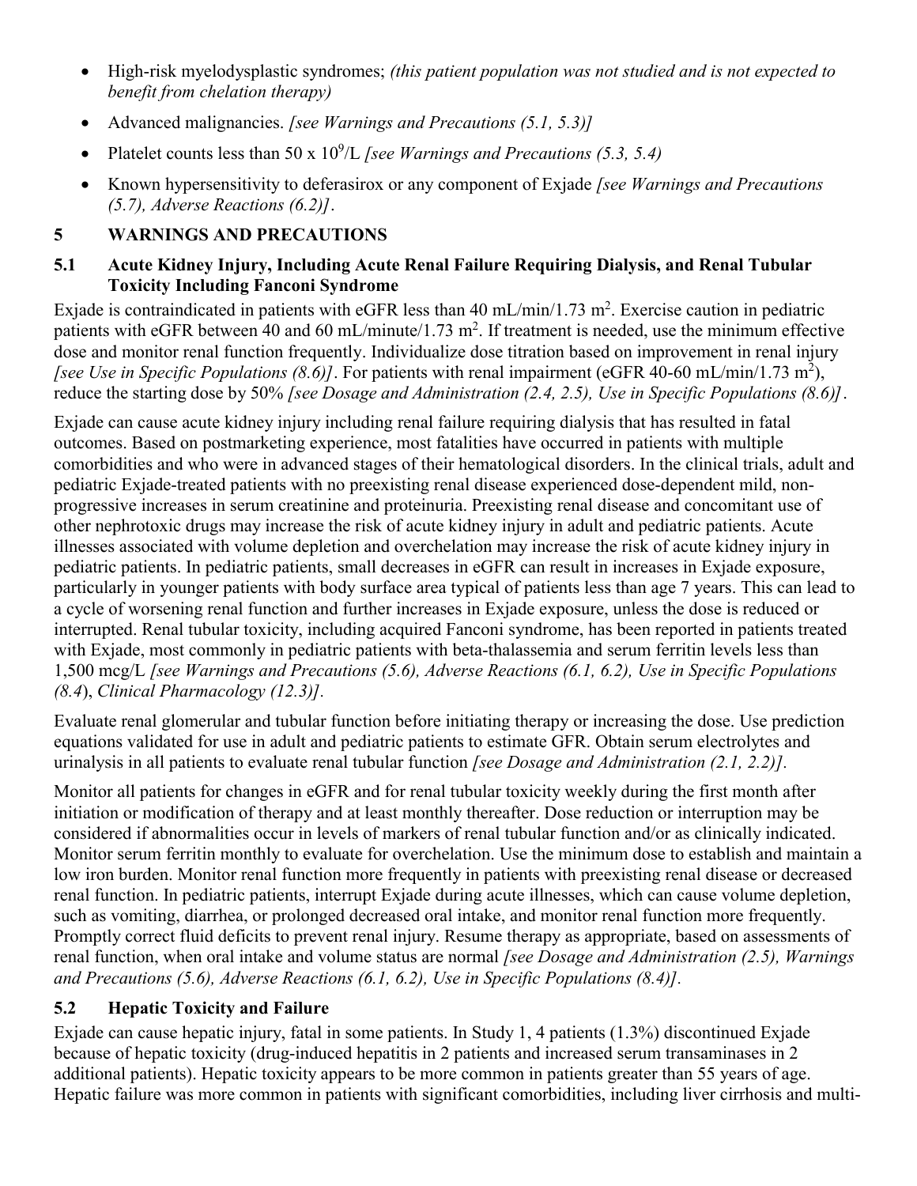- High-risk myelodysplastic syndromes; *(this patient population was not studied and is not expected to benefit from chelation therapy)*
- Advanced malignancies. *[see Warnings and Precautions (5.1, 5.3)]*
- Platelet counts less than 50 x $10^9$/L *[see Warnings and Precautions (5.3, 5.4)*
- Known hypersensitivity to deferasirox or any component of Exjade *[see Warnings and Precautions (5.7), Adverse Reactions (6.2)]*.

## 5 WARNINGS AND PRECAUTIONS

### 5.1 Acute Kidney Injury, Including Acute Renal Failure Requiring Dialysis, and Renal Tubular Toxicity Including Fanconi Syndrome

Exjade is contraindicated in patients with eGFR less than 40 mL/min/1.73 $m^2$. Exercise caution in pediatric patients with eGFR between 40 and 60 mL/minute/1.73 $m^2$. If treatment is needed, use the minimum effective dose and monitor renal function frequently. Individualize dose titration based on improvement in renal injury *[see Use in Specific Populations (8.6)]*. For patients with renal impairment (eGFR 40-60 mL/min/1.73 $m^2$), reduce the starting dose by 50% *[see Dosage and Administration (2.4, 2.5), Use in Specific Populations (8.6)]*.

Exjade can cause acute kidney injury including renal failure requiring dialysis that has resulted in fatal outcomes. Based on postmarketing experience, most fatalities have occurred in patients with multiple comorbidities and who were in advanced stages of their hematological disorders. In the clinical trials, adult and pediatric Exjade-treated patients with no preexisting renal disease experienced dose-dependent mild, non-progressive increases in serum creatinine and proteinuria. Preexisting renal disease and concomitant use of other nephrotoxic drugs may increase the risk of acute kidney injury in adult and pediatric patients. Acute illnesses associated with volume depletion and overchelation may increase the risk of acute kidney injury in pediatric patients. In pediatric patients, small decreases in eGFR can result in increases in Exjade exposure, particularly in younger patients with body surface area typical of patients less than age 7 years. This can lead to a cycle of worsening renal function and further increases in Exjade exposure, unless the dose is reduced or interrupted. Renal tubular toxicity, including acquired Fanconi syndrome, has been reported in patients treated with Exjade, most commonly in pediatric patients with beta-thalassemia and serum ferritin levels less than 1,500 mcg/L *[see Warnings and Precautions (5.6), Adverse Reactions (6.1, 6.2), Use in Specific Populations (8.4), Clinical Pharmacology (12.3)]*.

Evaluate renal glomerular and tubular function before initiating therapy or increasing the dose. Use prediction equations validated for use in adult and pediatric patients to estimate GFR. Obtain serum electrolytes and urinalysis in all patients to evaluate renal tubular function *[see Dosage and Administration (2.1, 2.2)]*.

Monitor all patients for changes in eGFR and for renal tubular toxicity weekly during the first month after initiation or modification of therapy and at least monthly thereafter. Dose reduction or interruption may be considered if abnormalities occur in levels of markers of renal tubular function and/or as clinically indicated. Monitor serum ferritin monthly to evaluate for overchelation. Use the minimum dose to establish and maintain a low iron burden. Monitor renal function more frequently in patients with preexisting renal disease or decreased renal function. In pediatric patients, interrupt Exjade during acute illnesses, which can cause volume depletion, such as vomiting, diarrhea, or prolonged decreased oral intake, and monitor renal function more frequently. Promptly correct fluid deficits to prevent renal injury. Resume therapy as appropriate, based on assessments of renal function, when oral intake and volume status are normal *[see Dosage and Administration (2.5), Warnings and Precautions (5.6), Adverse Reactions (6.1, 6.2), Use in Specific Populations (8.4)]*.

### 5.2 Hepatic Toxicity and Failure

Exjade can cause hepatic injury, fatal in some patients. In Study 1, 4 patients (1.3%) discontinued Exjade because of hepatic toxicity (drug-induced hepatitis in 2 patients and increased serum transaminases in 2 additional patients). Hepatic toxicity appears to be more common in patients greater than 55 years of age. Hepatic failure was more common in patients with significant comorbidities, including liver cirrhosis and multi-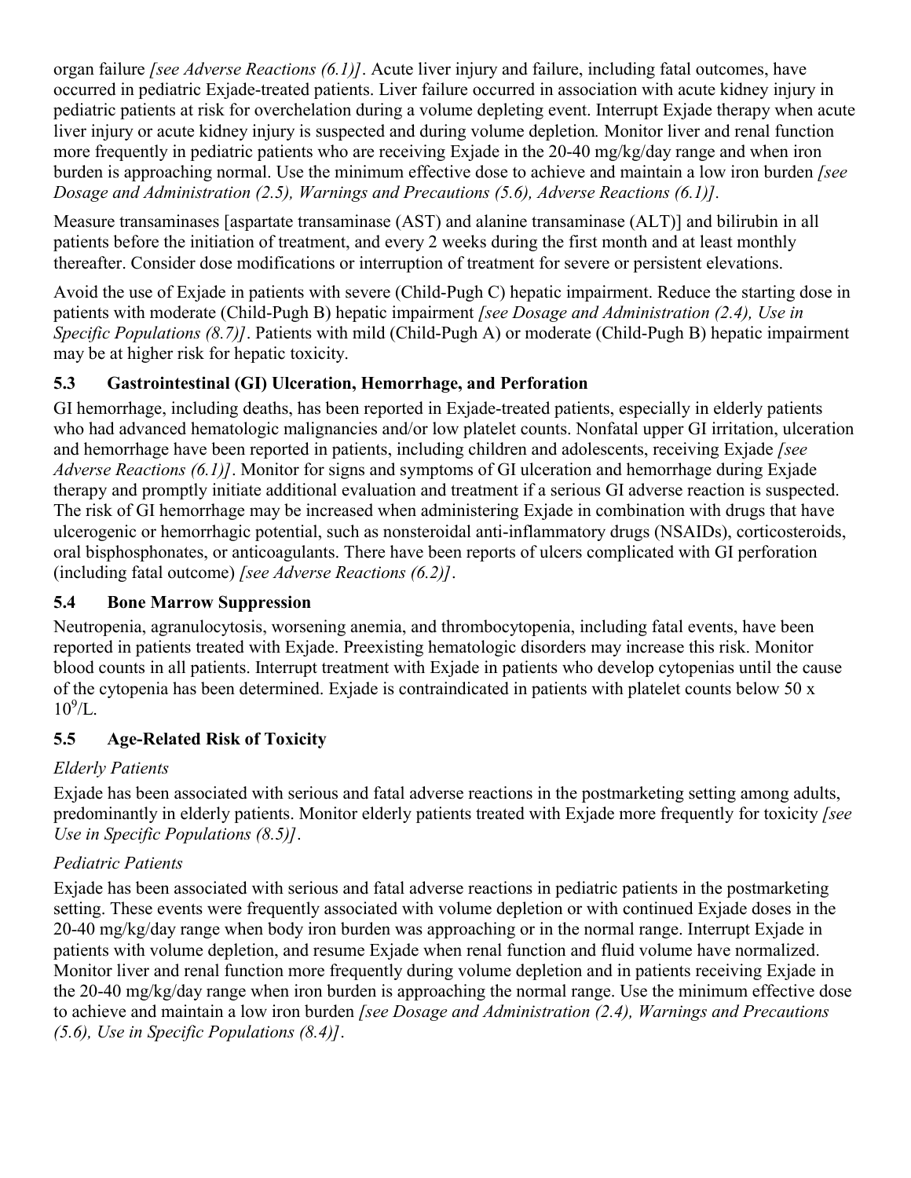organ failure *[see Adverse Reactions (6.1)]*. Acute liver injury and failure, including fatal outcomes, have occurred in pediatric Exjade-treated patients. Liver failure occurred in association with acute kidney injury in pediatric patients at risk for overchelation during a volume depleting event. Interrupt Exjade therapy when acute liver injury or acute kidney injury is suspected and during volume depletion*.* Monitor liver and renal function more frequently in pediatric patients who are receiving Exjade in the 20-40 mg/kg/day range and when iron burden is approaching normal. Use the minimum effective dose to achieve and maintain a low iron burden *[see Dosage and Administration (2.5), Warnings and Precautions (5.6), Adverse Reactions (6.1)]*.

Measure transaminases [aspartate transaminase (AST) and alanine transaminase (ALT)] and bilirubin in all patients before the initiation of treatment, and every 2 weeks during the first month and at least monthly thereafter. Consider dose modifications or interruption of treatment for severe or persistent elevations.

Avoid the use of Exjade in patients with severe (Child-Pugh C) hepatic impairment. Reduce the starting dose in patients with moderate (Child-Pugh B) hepatic impairment *[see Dosage and Administration (2.4), Use in Specific Populations (8.7)]*. Patients with mild (Child-Pugh A) or moderate (Child-Pugh B) hepatic impairment may be at higher risk for hepatic toxicity.

### 5.3 Gastrointestinal (GI) Ulceration, Hemorrhage, and Perforation

GI hemorrhage, including deaths, has been reported in Exjade-treated patients, especially in elderly patients who had advanced hematologic malignancies and/or low platelet counts. Nonfatal upper GI irritation, ulceration and hemorrhage have been reported in patients, including children and adolescents, receiving Exjade *[see Adverse Reactions (6.1)]*. Monitor for signs and symptoms of GI ulceration and hemorrhage during Exjade therapy and promptly initiate additional evaluation and treatment if a serious GI adverse reaction is suspected. The risk of GI hemorrhage may be increased when administering Exjade in combination with drugs that have ulcerogenic or hemorrhagic potential, such as nonsteroidal anti-inflammatory drugs (NSAIDs), corticosteroids, oral bisphosphonates, or anticoagulants. There have been reports of ulcers complicated with GI perforation (including fatal outcome) *[see Adverse Reactions (6.2)]*.

### 5.4 Bone Marrow Suppression

Neutropenia, agranulocytosis, worsening anemia, and thrombocytopenia, including fatal events, have been reported in patients treated with Exjade. Preexisting hematologic disorders may increase this risk. Monitor blood counts in all patients. Interrupt treatment with Exjade in patients who develop cytopenias until the cause of the cytopenia has been determined. Exjade is contraindicated in patients with platelet counts below $50 \times 10^9$/L.

### 5.5 Age-Related Risk of Toxicity

*Elderly Patients*

Exjade has been associated with serious and fatal adverse reactions in the postmarketing setting among adults, predominantly in elderly patients. Monitor elderly patients treated with Exjade more frequently for toxicity *[see Use in Specific Populations (8.5)]*.

*Pediatric Patients*

Exjade has been associated with serious and fatal adverse reactions in pediatric patients in the postmarketing setting. These events were frequently associated with volume depletion or with continued Exjade doses in the 20-40 mg/kg/day range when body iron burden was approaching or in the normal range. Interrupt Exjade in patients with volume depletion, and resume Exjade when renal function and fluid volume have normalized. Monitor liver and renal function more frequently during volume depletion and in patients receiving Exjade in the 20-40 mg/kg/day range when iron burden is approaching the normal range. Use the minimum effective dose to achieve and maintain a low iron burden *[see Dosage and Administration (2.4), Warnings and Precautions (5.6), Use in Specific Populations (8.4)]*.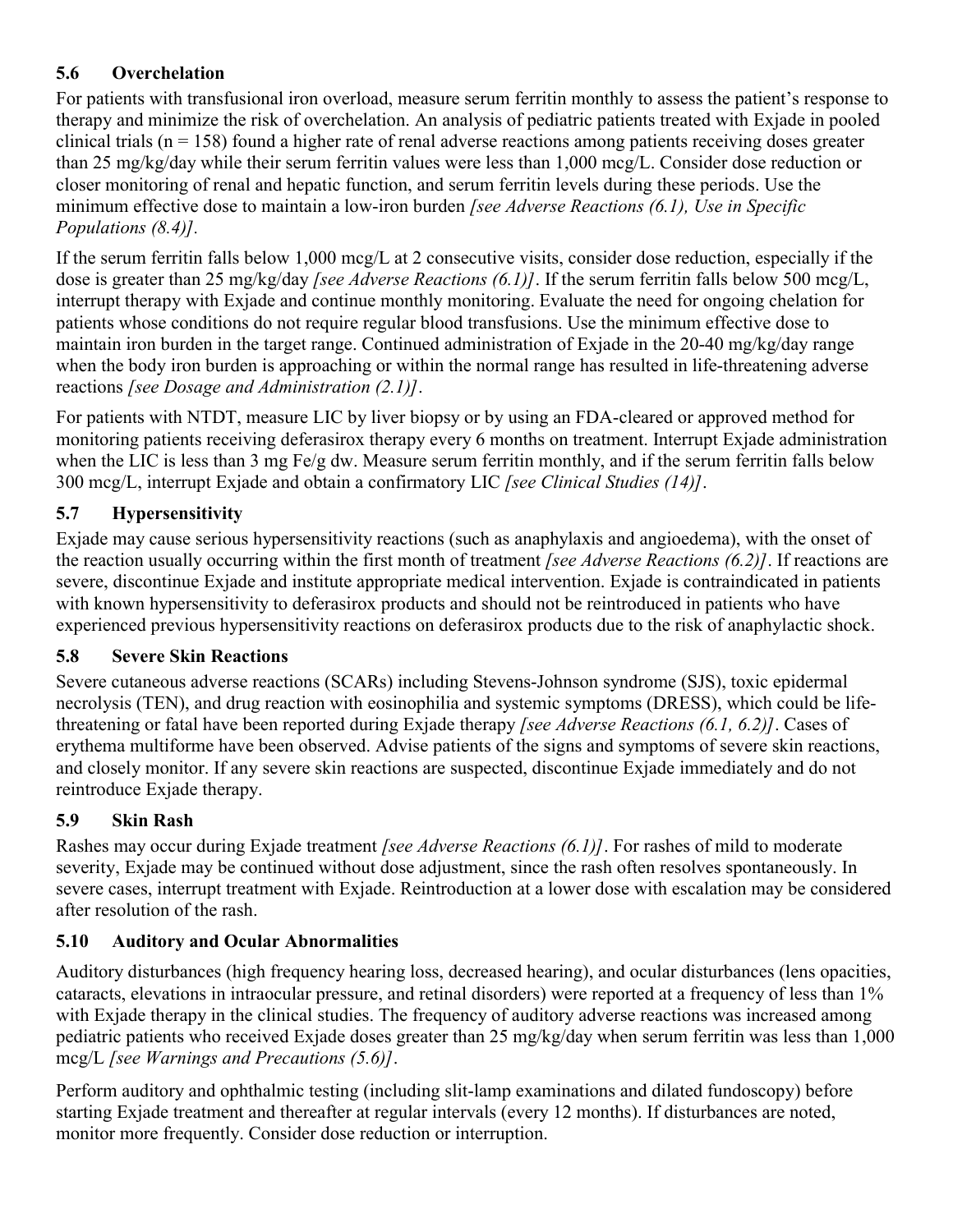### 5.6 Overchelation

For patients with transfusional iron overload, measure serum ferritin monthly to assess the patient's response to therapy and minimize the risk of overchelation. An analysis of pediatric patients treated with Exjade in pooled clinical trials (n = 158) found a higher rate of renal adverse reactions among patients receiving doses greater than 25 mg/kg/day while their serum ferritin values were less than 1,000 mcg/L. Consider dose reduction or closer monitoring of renal and hepatic function, and serum ferritin levels during these periods. Use the minimum effective dose to maintain a low-iron burden *[see Adverse Reactions (6.1), Use in Specific Populations (8.4)]*.

If the serum ferritin falls below 1,000 mcg/L at 2 consecutive visits, consider dose reduction, especially if the dose is greater than 25 mg/kg/day *[see Adverse Reactions (6.1)]*. If the serum ferritin falls below 500 mcg/L, interrupt therapy with Exjade and continue monthly monitoring. Evaluate the need for ongoing chelation for patients whose conditions do not require regular blood transfusions. Use the minimum effective dose to maintain iron burden in the target range. Continued administration of Exjade in the 20-40 mg/kg/day range when the body iron burden is approaching or within the normal range has resulted in life-threatening adverse reactions *[see Dosage and Administration (2.1)]*.

For patients with NTDT, measure LIC by liver biopsy or by using an FDA-cleared or approved method for monitoring patients receiving deferasirox therapy every 6 months on treatment. Interrupt Exjade administration when the LIC is less than 3 mg Fe/g dw. Measure serum ferritin monthly, and if the serum ferritin falls below 300 mcg/L, interrupt Exjade and obtain a confirmatory LIC *[see Clinical Studies (14)]*.

### 5.7 Hypersensitivity

Exjade may cause serious hypersensitivity reactions (such as anaphylaxis and angioedema), with the onset of the reaction usually occurring within the first month of treatment *[see Adverse Reactions (6.2)]*. If reactions are severe, discontinue Exjade and institute appropriate medical intervention. Exjade is contraindicated in patients with known hypersensitivity to deferasirox products and should not be reintroduced in patients who have experienced previous hypersensitivity reactions on deferasirox products due to the risk of anaphylactic shock.

### 5.8 Severe Skin Reactions

Severe cutaneous adverse reactions (SCARs) including Stevens-Johnson syndrome (SJS), toxic epidermal necrolysis (TEN), and drug reaction with eosinophilia and systemic symptoms (DRESS), which could be life-threatening or fatal have been reported during Exjade therapy *[see Adverse Reactions (6.1, 6.2)]*. Cases of erythema multiforme have been observed. Advise patients of the signs and symptoms of severe skin reactions, and closely monitor. If any severe skin reactions are suspected, discontinue Exjade immediately and do not reintroduce Exjade therapy.

### 5.9 Skin Rash

Rashes may occur during Exjade treatment *[see Adverse Reactions (6.1)]*. For rashes of mild to moderate severity, Exjade may be continued without dose adjustment, since the rash often resolves spontaneously. In severe cases, interrupt treatment with Exjade. Reintroduction at a lower dose with escalation may be considered after resolution of the rash.

### 5.10 Auditory and Ocular Abnormalities

Auditory disturbances (high frequency hearing loss, decreased hearing), and ocular disturbances (lens opacities, cataracts, elevations in intraocular pressure, and retinal disorders) were reported at a frequency of less than 1% with Exjade therapy in the clinical studies. The frequency of auditory adverse reactions was increased among pediatric patients who received Exjade doses greater than 25 mg/kg/day when serum ferritin was less than 1,000 mcg/L *[see Warnings and Precautions (5.6)]*.

Perform auditory and ophthalmic testing (including slit-lamp examinations and dilated fundoscopy) before starting Exjade treatment and thereafter at regular intervals (every 12 months). If disturbances are noted, monitor more frequently. Consider dose reduction or interruption.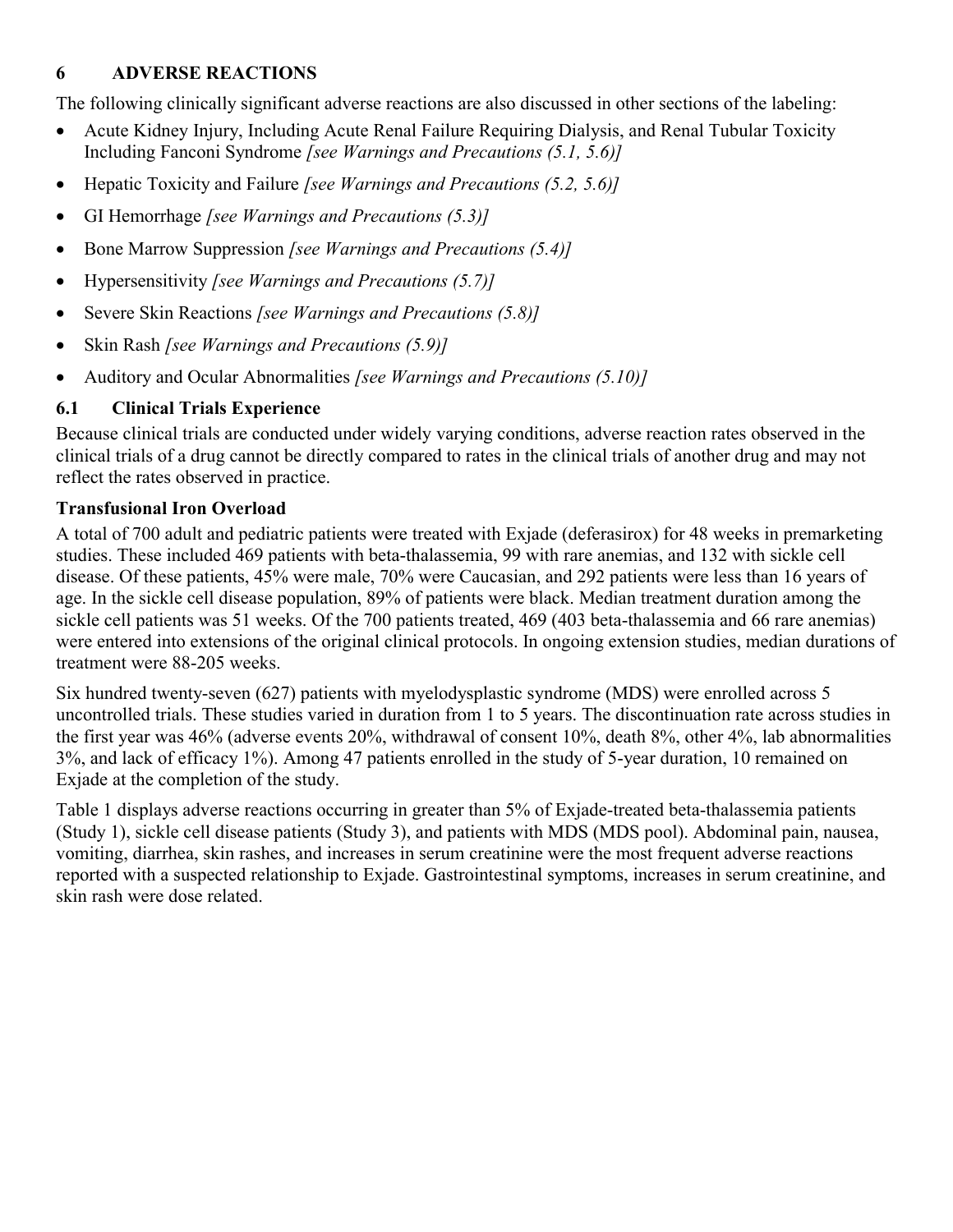## 6 ADVERSE REACTIONS

The following clinically significant adverse reactions are also discussed in other sections of the labeling:

- Acute Kidney Injury, Including Acute Renal Failure Requiring Dialysis, and Renal Tubular Toxicity Including Fanconi Syndrome *[see Warnings and Precautions (5.1, 5.6)]*
- Hepatic Toxicity and Failure *[see Warnings and Precautions (5.2, 5.6)]*
- GI Hemorrhage *[see Warnings and Precautions (5.3)]*
- Bone Marrow Suppression *[see Warnings and Precautions (5.4)]*
- Hypersensitivity *[see Warnings and Precautions (5.7)]*
- Severe Skin Reactions *[see Warnings and Precautions (5.8)]*
- Skin Rash *[see Warnings and Precautions (5.9)]*
- Auditory and Ocular Abnormalities *[see Warnings and Precautions (5.10)]*

### 6.1 Clinical Trials Experience

Because clinical trials are conducted under widely varying conditions, adverse reaction rates observed in the clinical trials of a drug cannot be directly compared to rates in the clinical trials of another drug and may not reflect the rates observed in practice.

**Transfusional Iron Overload**

A total of 700 adult and pediatric patients were treated with Exjade (deferasirox) for 48 weeks in premarketing studies. These included 469 patients with beta-thalassemia, 99 with rare anemias, and 132 with sickle cell disease. Of these patients, 45% were male, 70% were Caucasian, and 292 patients were less than 16 years of age. In the sickle cell disease population, 89% of patients were black. Median treatment duration among the sickle cell patients was 51 weeks. Of the 700 patients treated, 469 (403 beta-thalassemia and 66 rare anemias) were entered into extensions of the original clinical protocols. In ongoing extension studies, median durations of treatment were 88-205 weeks.

Six hundred twenty-seven (627) patients with myelodysplastic syndrome (MDS) were enrolled across 5 uncontrolled trials. These studies varied in duration from 1 to 5 years. The discontinuation rate across studies in the first year was 46% (adverse events 20%, withdrawal of consent 10%, death 8%, other 4%, lab abnormalities 3%, and lack of efficacy 1%). Among 47 patients enrolled in the study of 5-year duration, 10 remained on Exjade at the completion of the study.

Table 1 displays adverse reactions occurring in greater than 5% of Exjade-treated beta-thalassemia patients (Study 1), sickle cell disease patients (Study 3), and patients with MDS (MDS pool). Abdominal pain, nausea, vomiting, diarrhea, skin rashes, and increases in serum creatinine were the most frequent adverse reactions reported with a suspected relationship to Exjade. Gastrointestinal symptoms, increases in serum creatinine, and skin rash were dose related.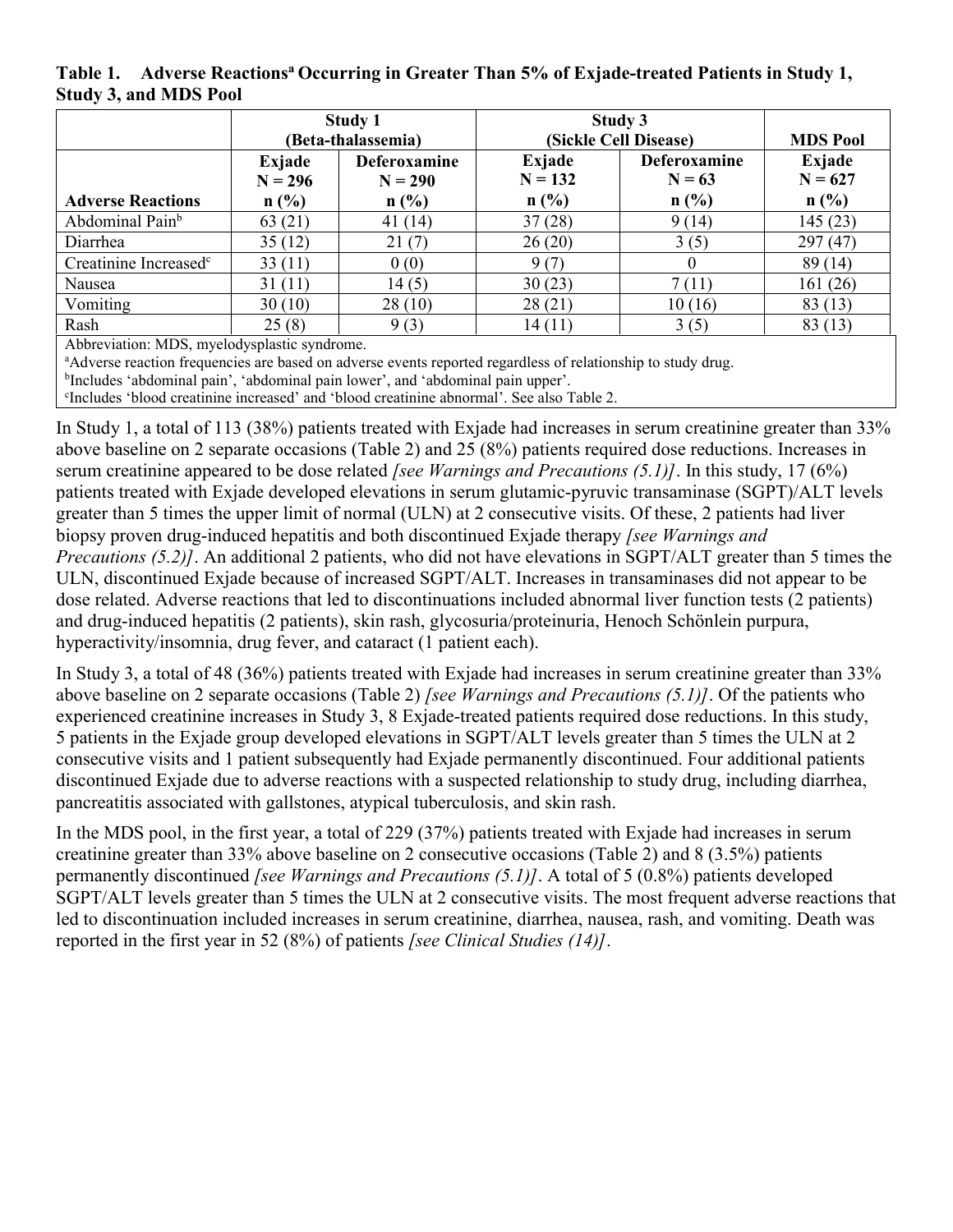**Table 1. Adverse Reactions[a] Occurring in Greater Than 5% of Exjade-treated Patients in Study 1, Study 3, and MDS Pool**

| | Study 1 (Beta-thalassemia) | | Study 3 (Sickle Cell Disease) | | MDS Pool |
|---|---|---|---|---|---|
| **Adverse Reactions** | **Exjade N = 296 n (%)** | **Deferoxamine N = 290 n (%)** | **Exjade N = 132 n (%)** | **Deferoxamine N = 63 n (%)** | **Exjade N = 627 n (%)** |
| Abdominal Pain[b] | 63 (21) | 41 (14) | 37 (28) | 9 (14) | 145 (23) |
| Diarrhea | 35 (12) | 21 (7) | 26 (20) | 3 (5) | 297 (47) |
| Creatinine Increased[c] | 33 (11) | 0 (0) | 9 (7) | 0 | 89 (14) |
| Nausea | 31 (11) | 14 (5) | 30 (23) | 7 (11) | 161 (26) |
| Vomiting | 30 (10) | 28 (10) | 28 (21) | 10 (16) | 83 (13) |
| Rash | 25 (8) | 9 (3) | 14 (11) | 3 (5) | 83 (13) |

Abbreviation: MDS, myelodysplastic syndrome.
[a]Adverse reaction frequencies are based on adverse events reported regardless of relationship to study drug.
[b]Includes 'abdominal pain', 'abdominal pain lower', and 'abdominal pain upper'.
[c]Includes 'blood creatinine increased' and 'blood creatinine abnormal'. See also Table 2.

In Study 1, a total of 113 (38%) patients treated with Exjade had increases in serum creatinine greater than 33% above baseline on 2 separate occasions (Table 2) and 25 (8%) patients required dose reductions. Increases in serum creatinine appeared to be dose related *[see Warnings and Precautions (5.1)]*. In this study, 17 (6%) patients treated with Exjade developed elevations in serum glutamic-pyruvic transaminase (SGPT)/ALT levels greater than 5 times the upper limit of normal (ULN) at 2 consecutive visits. Of these, 2 patients had liver biopsy proven drug-induced hepatitis and both discontinued Exjade therapy *[see Warnings and Precautions (5.2)]*. An additional 2 patients, who did not have elevations in SGPT/ALT greater than 5 times the ULN, discontinued Exjade because of increased SGPT/ALT. Increases in transaminases did not appear to be dose related. Adverse reactions that led to discontinuations included abnormal liver function tests (2 patients) and drug-induced hepatitis (2 patients), skin rash, glycosuria/proteinuria, Henoch Schönlein purpura, hyperactivity/insomnia, drug fever, and cataract (1 patient each).

In Study 3, a total of 48 (36%) patients treated with Exjade had increases in serum creatinine greater than 33% above baseline on 2 separate occasions (Table 2) *[see Warnings and Precautions (5.1)]*. Of the patients who experienced creatinine increases in Study 3, 8 Exjade-treated patients required dose reductions. In this study, 5 patients in the Exjade group developed elevations in SGPT/ALT levels greater than 5 times the ULN at 2 consecutive visits and 1 patient subsequently had Exjade permanently discontinued. Four additional patients discontinued Exjade due to adverse reactions with a suspected relationship to study drug, including diarrhea, pancreatitis associated with gallstones, atypical tuberculosis, and skin rash.

In the MDS pool, in the first year, a total of 229 (37%) patients treated with Exjade had increases in serum creatinine greater than 33% above baseline on 2 consecutive occasions (Table 2) and 8 (3.5%) patients permanently discontinued *[see Warnings and Precautions (5.1)]*. A total of 5 (0.8%) patients developed SGPT/ALT levels greater than 5 times the ULN at 2 consecutive visits. The most frequent adverse reactions that led to discontinuation included increases in serum creatinine, diarrhea, nausea, rash, and vomiting. Death was reported in the first year in 52 (8%) of patients *[see Clinical Studies (14)]*.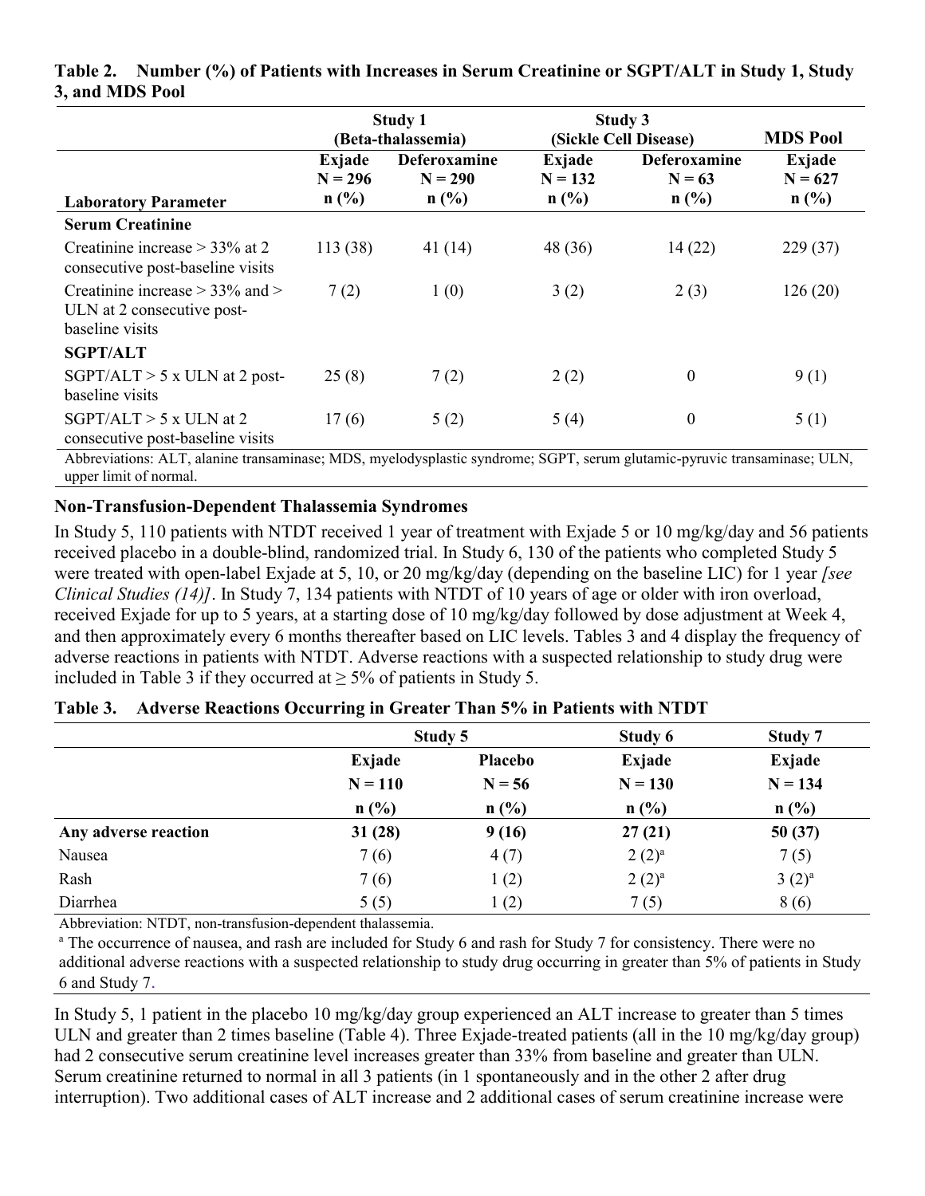**Table 2. Number (%) of Patients with Increases in Serum Creatinine or SGPT/ALT in Study 1, Study 3, and MDS Pool**

| | Study 1 (Beta-thalassemia) | | Study 3 (Sickle Cell Disease) | | MDS Pool |
|---|---|---|---|---|---|
| **Laboratory Parameter** | **Exjade N = 296 n (%)** | **Deferoxamine N = 290 n (%)** | **Exjade N = 132 n (%)** | **Deferoxamine N = 63 n (%)** | **Exjade N = 627 n (%)** |
| **Serum Creatinine** | | | | | |
| Creatinine increase > 33% at 2 consecutive post-baseline visits | 113 (38) | 41 (14) | 48 (36) | 14 (22) | 229 (37) |
| Creatinine increase > 33% and > ULN at 2 consecutive post-baseline visits | 7 (2) | 1 (0) | 3 (2) | 2 (3) | 126 (20) |
| **SGPT/ALT** | | | | | |
| SGPT/ALT > 5 x ULN at 2 post-baseline visits | 25 (8) | 7 (2) | 2 (2) | 0 | 9 (1) |
| SGPT/ALT > 5 x ULN at 2 consecutive post-baseline visits | 17 (6) | 5 (2) | 5 (4) | 0 | 5 (1) |

Abbreviations: ALT, alanine transaminase; MDS, myelodysplastic syndrome; SGPT, serum glutamic-pyruvic transaminase; ULN, upper limit of normal.

**Non-Transfusion-Dependent Thalassemia Syndromes**

In Study 5, 110 patients with NTDT received 1 year of treatment with Exjade 5 or 10 mg/kg/day and 56 patients received placebo in a double-blind, randomized trial. In Study 6, 130 of the patients who completed Study 5 were treated with open-label Exjade at 5, 10, or 20 mg/kg/day (depending on the baseline LIC) for 1 year *[see Clinical Studies (14)]*. In Study 7, 134 patients with NTDT of 10 years of age or older with iron overload, received Exjade for up to 5 years, at a starting dose of 10 mg/kg/day followed by dose adjustment at Week 4, and then approximately every 6 months thereafter based on LIC levels. Tables 3 and 4 display the frequency of adverse reactions in patients with NTDT. Adverse reactions with a suspected relationship to study drug were included in Table 3 if they occurred at ≥ 5% of patients in Study 5.

**Table 3. Adverse Reactions Occurring in Greater Than 5% in Patients with NTDT**

| | Study 5 | | Study 6 | Study 7 |
|---|---|---|---|---|
| | **Exjade N = 110 n (%)** | **Placebo N = 56 n (%)** | **Exjade N = 130 n (%)** | **Exjade N = 134 n (%)** |
| **Any adverse reaction** | **31 (28)** | **9 (16)** | **27 (21)** | **50 (37)** |
| Nausea | 7 (6) | 4 (7) | 2 (2)[a] | 7 (5) |
| Rash | 7 (6) | 1 (2) | 2 (2)[a] | 3 (2)[a] |
| Diarrhea | 5 (5) | 1 (2) | 7 (5) | 8 (6) |

Abbreviation: NTDT, non-transfusion-dependent thalassemia.

[a] The occurrence of nausea, and rash are included for Study 6 and rash for Study 7 for consistency. There were no additional adverse reactions with a suspected relationship to study drug occurring in greater than 5% of patients in Study 6 and Study 7.

In Study 5, 1 patient in the placebo 10 mg/kg/day group experienced an ALT increase to greater than 5 times ULN and greater than 2 times baseline (Table 4). Three Exjade-treated patients (all in the 10 mg/kg/day group) had 2 consecutive serum creatinine level increases greater than 33% from baseline and greater than ULN. Serum creatinine returned to normal in all 3 patients (in 1 spontaneously and in the other 2 after drug interruption). Two additional cases of ALT increase and 2 additional cases of serum creatinine increase were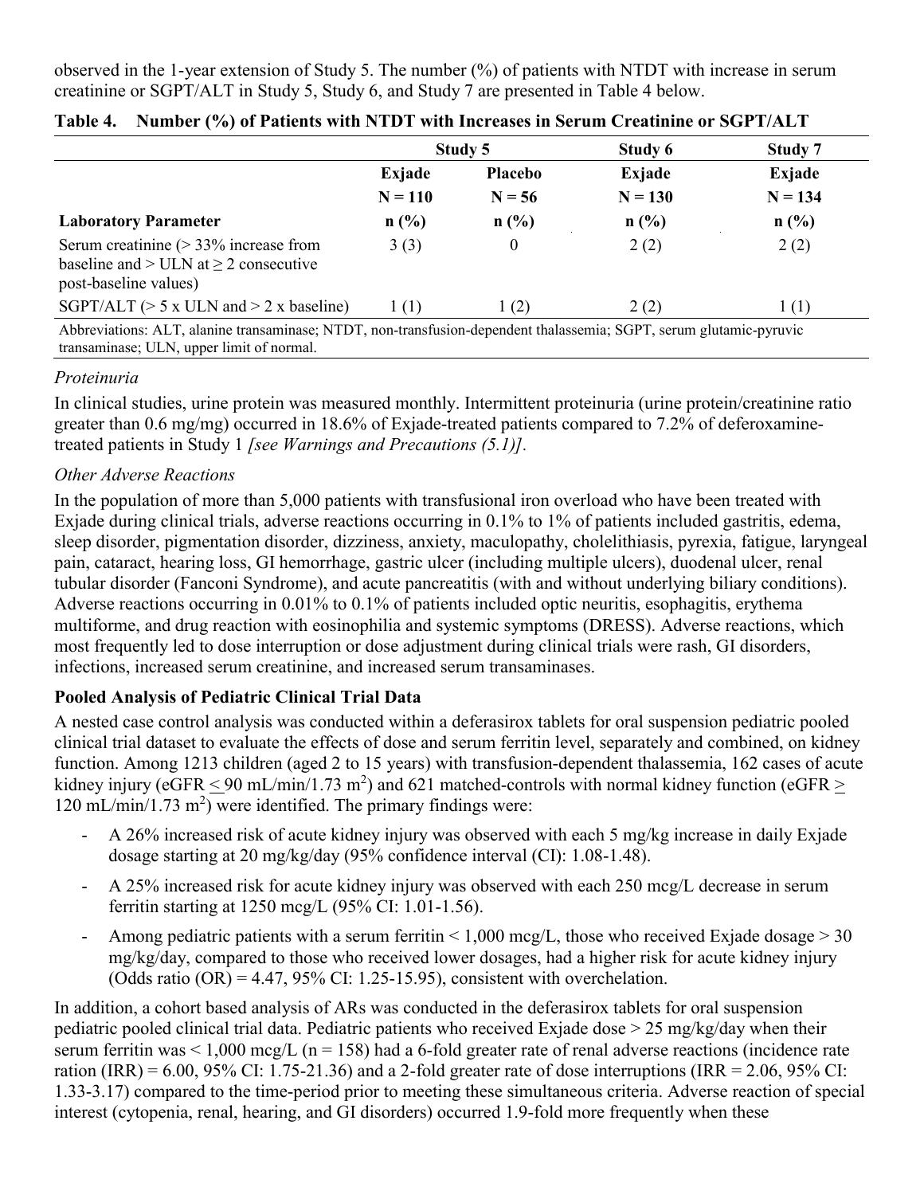observed in the 1-year extension of Study 5. The number (%) of patients with NTDT with increase in serum creatinine or SGPT/ALT in Study 5, Study 6, and Study 7 are presented in Table 4 below.

**Table 4. Number (%) of Patients with NTDT with Increases in Serum Creatinine or SGPT/ALT**

| | Study 5 | | Study 6 | Study 7 |
|---|---|---|---|---|
| | Exjade N = 110 | Placebo N = 56 | Exjade N = 130 | Exjade N = 134 |
| **Laboratory Parameter** | **n (%)** | **n (%)** | **n (%)** | **n (%)** |
| Serum creatinine (> 33% increase from baseline and > ULN at ≥ 2 consecutive post-baseline values) | 3 (3) | 0 | 2 (2) | 2 (2) |
| SGPT/ALT (> 5 x ULN and > 2 x baseline) | 1 (1) | 1 (2) | 2 (2) | 1 (1) |

Abbreviations: ALT, alanine transaminase; NTDT, non-transfusion-dependent thalassemia; SGPT, serum glutamic-pyruvic transaminase; ULN, upper limit of normal.

*Proteinuria*

In clinical studies, urine protein was measured monthly. Intermittent proteinuria (urine protein/creatinine ratio greater than 0.6 mg/mg) occurred in 18.6% of Exjade-treated patients compared to 7.2% of deferoxamine-treated patients in Study 1 *[see Warnings and Precautions (5.1)]*.

*Other Adverse Reactions*

In the population of more than 5,000 patients with transfusional iron overload who have been treated with Exjade during clinical trials, adverse reactions occurring in 0.1% to 1% of patients included gastritis, edema, sleep disorder, pigmentation disorder, dizziness, anxiety, maculopathy, cholelithiasis, pyrexia, fatigue, laryngeal pain, cataract, hearing loss, GI hemorrhage, gastric ulcer (including multiple ulcers), duodenal ulcer, renal tubular disorder (Fanconi Syndrome), and acute pancreatitis (with and without underlying biliary conditions). Adverse reactions occurring in 0.01% to 0.1% of patients included optic neuritis, esophagitis, erythema multiforme, and drug reaction with eosinophilia and systemic symptoms (DRESS). Adverse reactions, which most frequently led to dose interruption or dose adjustment during clinical trials were rash, GI disorders, infections, increased serum creatinine, and increased serum transaminases.

**Pooled Analysis of Pediatric Clinical Trial Data**

A nested case control analysis was conducted within a deferasirox tablets for oral suspension pediatric pooled clinical trial dataset to evaluate the effects of dose and serum ferritin level, separately and combined, on kidney function. Among 1213 children (aged 2 to 15 years) with transfusion-dependent thalassemia, 162 cases of acute kidney injury (eGFR ≤ 90 mL/min/1.73 $m^2$) and 621 matched-controls with normal kidney function (eGFR ≥ 120 mL/min/1.73 $m^2$) were identified. The primary findings were:

- A 26% increased risk of acute kidney injury was observed with each 5 mg/kg increase in daily Exjade dosage starting at 20 mg/kg/day (95% confidence interval (CI): 1.08-1.48).
- A 25% increased risk for acute kidney injury was observed with each 250 mcg/L decrease in serum ferritin starting at 1250 mcg/L (95% CI: 1.01-1.56).
- Among pediatric patients with a serum ferritin < 1,000 mcg/L, those who received Exjade dosage > 30 mg/kg/day, compared to those who received lower dosages, had a higher risk for acute kidney injury (Odds ratio (OR) = 4.47, 95% CI: 1.25-15.95), consistent with overchelation.

In addition, a cohort based analysis of ARs was conducted in the deferasirox tablets for oral suspension pediatric pooled clinical trial data. Pediatric patients who received Exjade dose > 25 mg/kg/day when their serum ferritin was < 1,000 mcg/L (n = 158) had a 6-fold greater rate of renal adverse reactions (incidence rate ration (IRR) = 6.00, 95% CI: 1.75-21.36) and a 2-fold greater rate of dose interruptions (IRR = 2.06, 95% CI: 1.33-3.17) compared to the time-period prior to meeting these simultaneous criteria. Adverse reaction of special interest (cytopenia, renal, hearing, and GI disorders) occurred 1.9-fold more frequently when these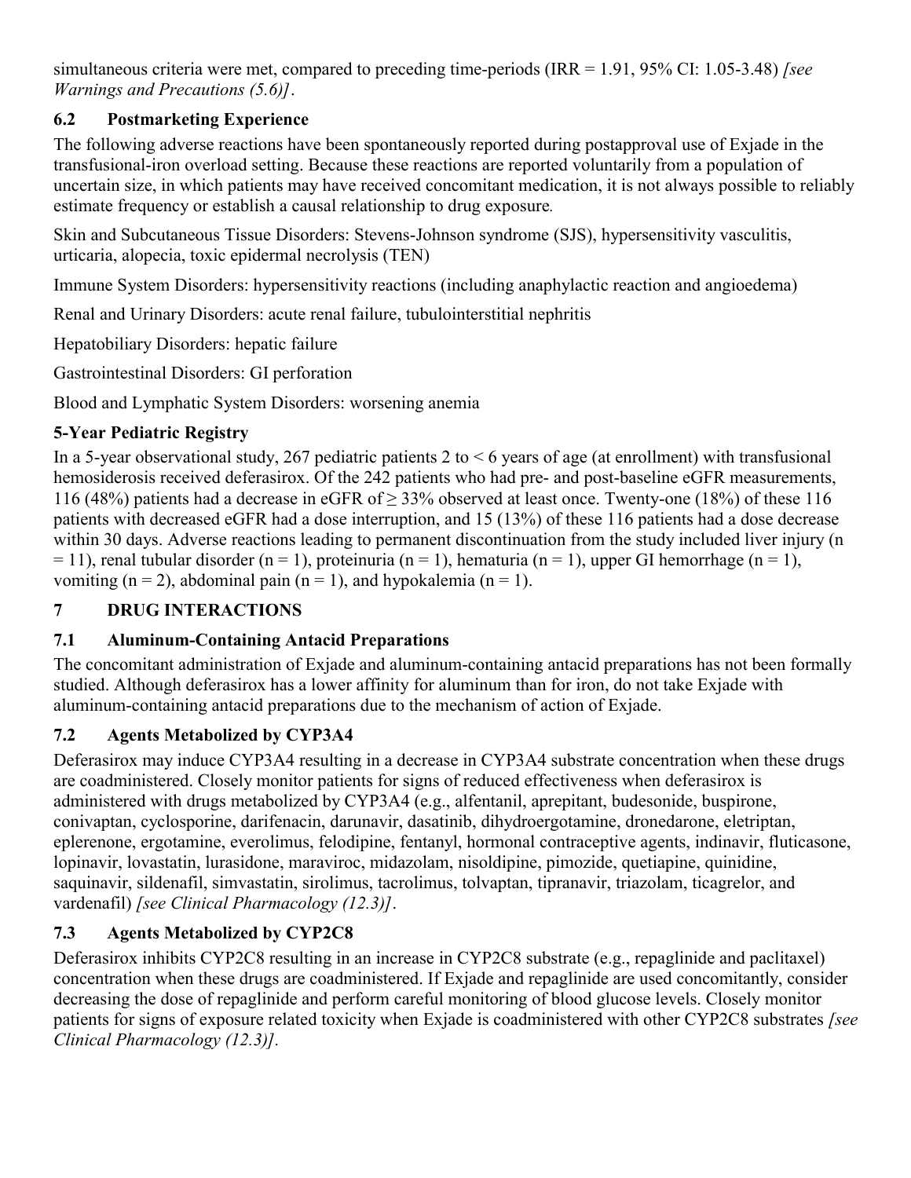simultaneous criteria were met, compared to preceding time-periods (IRR = 1.91, 95% CI: 1.05-3.48) *[see Warnings and Precautions (5.6)]*.

### 6.2 Postmarketing Experience

The following adverse reactions have been spontaneously reported during postapproval use of Exjade in the transfusional-iron overload setting. Because these reactions are reported voluntarily from a population of uncertain size, in which patients may have received concomitant medication, it is not always possible to reliably estimate frequency or establish a causal relationship to drug exposure.

Skin and Subcutaneous Tissue Disorders: Stevens-Johnson syndrome (SJS), hypersensitivity vasculitis, urticaria, alopecia, toxic epidermal necrolysis (TEN)

Immune System Disorders: hypersensitivity reactions (including anaphylactic reaction and angioedema)

Renal and Urinary Disorders: acute renal failure, tubulointerstitial nephritis

Hepatobiliary Disorders: hepatic failure

Gastrointestinal Disorders: GI perforation

Blood and Lymphatic System Disorders: worsening anemia

### 5-Year Pediatric Registry

In a 5-year observational study, 267 pediatric patients 2 to < 6 years of age (at enrollment) with transfusional hemosiderosis received deferasirox. Of the 242 patients who had pre- and post-baseline eGFR measurements, 116 (48%) patients had a decrease in eGFR of ≥ 33% observed at least once. Twenty-one (18%) of these 116 patients with decreased eGFR had a dose interruption, and 15 (13%) of these 116 patients had a dose decrease within 30 days. Adverse reactions leading to permanent discontinuation from the study included liver injury (n = 11), renal tubular disorder (n = 1), proteinuria (n = 1), hematuria (n = 1), upper GI hemorrhage (n = 1), vomiting (n = 2), abdominal pain (n = 1), and hypokalemia (n = 1).

## 7 DRUG INTERACTIONS

### 7.1 Aluminum-Containing Antacid Preparations

The concomitant administration of Exjade and aluminum-containing antacid preparations has not been formally studied. Although deferasirox has a lower affinity for aluminum than for iron, do not take Exjade with aluminum-containing antacid preparations due to the mechanism of action of Exjade.

### 7.2 Agents Metabolized by CYP3A4

Deferasirox may induce CYP3A4 resulting in a decrease in CYP3A4 substrate concentration when these drugs are coadministered. Closely monitor patients for signs of reduced effectiveness when deferasirox is administered with drugs metabolized by CYP3A4 (e.g., alfentanil, aprepitant, budesonide, buspirone, conivaptan, cyclosporine, darifenacin, darunavir, dasatinib, dihydroergotamine, dronedarone, eletriptan, eplerenone, ergotamine, everolimus, felodipine, fentanyl, hormonal contraceptive agents, indinavir, fluticasone, lopinavir, lovastatin, lurasidone, maraviroc, midazolam, nisoldipine, pimozide, quetiapine, quinidine, saquinavir, sildenafil, simvastatin, sirolimus, tacrolimus, tolvaptan, tipranavir, triazolam, ticagrelor, and vardenafil) *[see Clinical Pharmacology (12.3)]*.

### 7.3 Agents Metabolized by CYP2C8

Deferasirox inhibits CYP2C8 resulting in an increase in CYP2C8 substrate (e.g., repaglinide and paclitaxel) concentration when these drugs are coadministered. If Exjade and repaglinide are used concomitantly, consider decreasing the dose of repaglinide and perform careful monitoring of blood glucose levels. Closely monitor patients for signs of exposure related toxicity when Exjade is coadministered with other CYP2C8 substrates *[see Clinical Pharmacology (12.3)]*.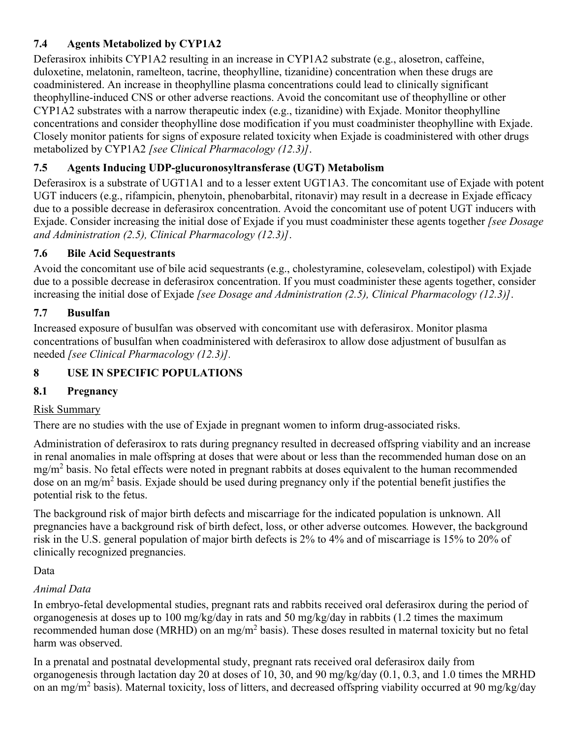### 7.4 Agents Metabolized by CYP1A2

Deferasirox inhibits CYP1A2 resulting in an increase in CYP1A2 substrate (e.g., alosetron, caffeine, duloxetine, melatonin, ramelteon, tacrine, theophylline, tizanidine) concentration when these drugs are coadministered. An increase in theophylline plasma concentrations could lead to clinically significant theophylline-induced CNS or other adverse reactions. Avoid the concomitant use of theophylline or other CYP1A2 substrates with a narrow therapeutic index (e.g., tizanidine) with Exjade. Monitor theophylline concentrations and consider theophylline dose modification if you must coadminister theophylline with Exjade. Closely monitor patients for signs of exposure related toxicity when Exjade is coadministered with other drugs metabolized by CYP1A2 *[see Clinical Pharmacology (12.3)]*.

### 7.5 Agents Inducing UDP-glucuronosyltransferase (UGT) Metabolism

Deferasirox is a substrate of UGT1A1 and to a lesser extent UGT1A3. The concomitant use of Exjade with potent UGT inducers (e.g., rifampicin, phenytoin, phenobarbital, ritonavir) may result in a decrease in Exjade efficacy due to a possible decrease in deferasirox concentration. Avoid the concomitant use of potent UGT inducers with Exjade. Consider increasing the initial dose of Exjade if you must coadminister these agents together *[see Dosage and Administration (2.5), Clinical Pharmacology (12.3)]*.

### 7.6 Bile Acid Sequestrants

Avoid the concomitant use of bile acid sequestrants (e.g., cholestyramine, colesevelam, colestipol) with Exjade due to a possible decrease in deferasirox concentration. If you must coadminister these agents together, consider increasing the initial dose of Exjade *[see Dosage and Administration (2.5), Clinical Pharmacology (12.3)]*.

### 7.7 Busulfan

Increased exposure of busulfan was observed with concomitant use with deferasirox. Monitor plasma concentrations of busulfan when coadministered with deferasirox to allow dose adjustment of busulfan as needed *[see Clinical Pharmacology (12.3)]*.

## 8 USE IN SPECIFIC POPULATIONS

### 8.1 Pregnancy

Risk Summary

There are no studies with the use of Exjade in pregnant women to inform drug-associated risks.

Administration of deferasirox to rats during pregnancy resulted in decreased offspring viability and an increase in renal anomalies in male offspring at doses that were about or less than the recommended human dose on an $mg/m^2$ basis. No fetal effects were noted in pregnant rabbits at doses equivalent to the human recommended dose on an $mg/m^2$ basis. Exjade should be used during pregnancy only if the potential benefit justifies the potential risk to the fetus.

The background risk of major birth defects and miscarriage for the indicated population is unknown. All pregnancies have a background risk of birth defect, loss, or other adverse outcomes. However, the background risk in the U.S. general population of major birth defects is 2% to 4% and of miscarriage is 15% to 20% of clinically recognized pregnancies.

Data

*Animal Data*

In embryo-fetal developmental studies, pregnant rats and rabbits received oral deferasirox during the period of organogenesis at doses up to 100 mg/kg/day in rats and 50 mg/kg/day in rabbits (1.2 times the maximum recommended human dose (MRHD) on an $mg/m^2$ basis). These doses resulted in maternal toxicity but no fetal harm was observed.

In a prenatal and postnatal developmental study, pregnant rats received oral deferasirox daily from organogenesis through lactation day 20 at doses of 10, 30, and 90 mg/kg/day (0.1, 0.3, and 1.0 times the MRHD on an $mg/m^2$ basis). Maternal toxicity, loss of litters, and decreased offspring viability occurred at 90 mg/kg/day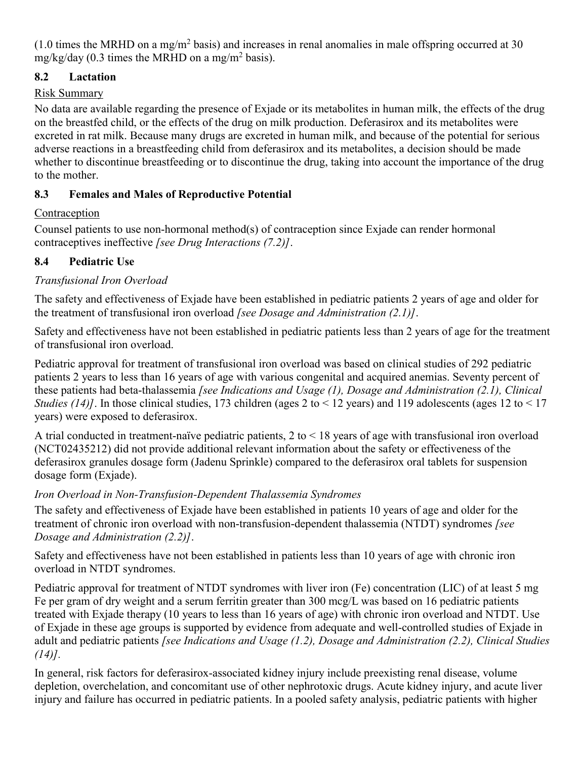(1.0 times the MRHD on a mg/m$^2$ basis) and increases in renal anomalies in male offspring occurred at 30 mg/kg/day (0.3 times the MRHD on a mg/m$^2$ basis).

## 8.2 Lactation

Risk Summary

No data are available regarding the presence of Exjade or its metabolites in human milk, the effects of the drug on the breastfed child, or the effects of the drug on milk production. Deferasirox and its metabolites were excreted in rat milk. Because many drugs are excreted in human milk, and because of the potential for serious adverse reactions in a breastfeeding child from deferasirox and its metabolites, a decision should be made whether to discontinue breastfeeding or to discontinue the drug, taking into account the importance of the drug to the mother.

## 8.3 Females and Males of Reproductive Potential

Contraception

Counsel patients to use non-hormonal method(s) of contraception since Exjade can render hormonal contraceptives ineffective *[see Drug Interactions (7.2)]*.

## 8.4 Pediatric Use

*Transfusional Iron Overload*

The safety and effectiveness of Exjade have been established in pediatric patients 2 years of age and older for the treatment of transfusional iron overload *[see Dosage and Administration (2.1)]*.

Safety and effectiveness have not been established in pediatric patients less than 2 years of age for the treatment of transfusional iron overload.

Pediatric approval for treatment of transfusional iron overload was based on clinical studies of 292 pediatric patients 2 years to less than 16 years of age with various congenital and acquired anemias. Seventy percent of these patients had beta-thalassemia *[see Indications and Usage (1), Dosage and Administration (2.1), Clinical Studies (14)]*. In those clinical studies, 173 children (ages 2 to < 12 years) and 119 adolescents (ages 12 to < 17 years) were exposed to deferasirox.

A trial conducted in treatment-naïve pediatric patients, 2 to < 18 years of age with transfusional iron overload (NCT02435212) did not provide additional relevant information about the safety or effectiveness of the deferasirox granules dosage form (Jadenu Sprinkle) compared to the deferasirox oral tablets for suspension dosage form (Exjade).

*Iron Overload in Non-Transfusion-Dependent Thalassemia Syndromes*

The safety and effectiveness of Exjade have been established in patients 10 years of age and older for the treatment of chronic iron overload with non-transfusion-dependent thalassemia (NTDT) syndromes *[see Dosage and Administration (2.2)]*.

Safety and effectiveness have not been established in patients less than 10 years of age with chronic iron overload in NTDT syndromes.

Pediatric approval for treatment of NTDT syndromes with liver iron (Fe) concentration (LIC) of at least 5 mg Fe per gram of dry weight and a serum ferritin greater than 300 mcg/L was based on 16 pediatric patients treated with Exjade therapy (10 years to less than 16 years of age) with chronic iron overload and NTDT. Use of Exjade in these age groups is supported by evidence from adequate and well-controlled studies of Exjade in adult and pediatric patients *[see Indications and Usage (1.2), Dosage and Administration (2.2), Clinical Studies (14)]*.

In general, risk factors for deferasirox-associated kidney injury include preexisting renal disease, volume depletion, overchelation, and concomitant use of other nephrotoxic drugs. Acute kidney injury, and acute liver injury and failure has occurred in pediatric patients. In a pooled safety analysis, pediatric patients with higher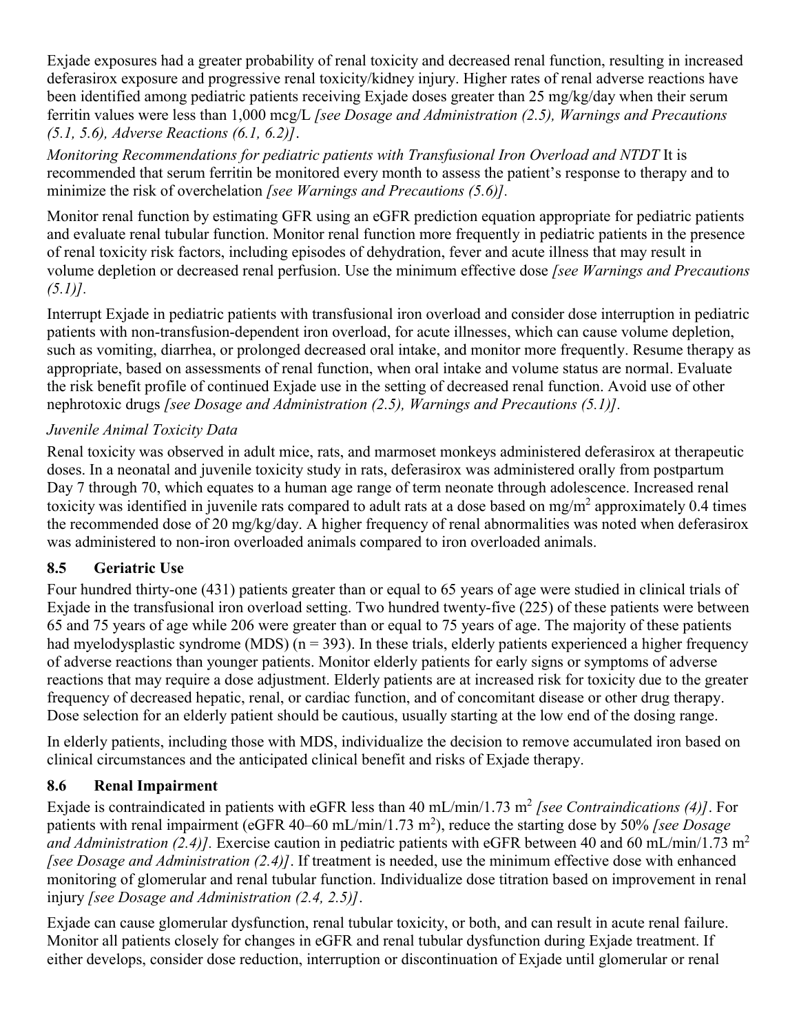Exjade exposures had a greater probability of renal toxicity and decreased renal function, resulting in increased deferasirox exposure and progressive renal toxicity/kidney injury. Higher rates of renal adverse reactions have been identified among pediatric patients receiving Exjade doses greater than 25 mg/kg/day when their serum ferritin values were less than 1,000 mcg/L *[see Dosage and Administration (2.5), Warnings and Precautions (5.1, 5.6), Adverse Reactions (6.1, 6.2)]*.

*Monitoring Recommendations for pediatric patients with Transfusional Iron Overload and NTDT* It is recommended that serum ferritin be monitored every month to assess the patient's response to therapy and to minimize the risk of overchelation *[see Warnings and Precautions (5.6)]*.

Monitor renal function by estimating GFR using an eGFR prediction equation appropriate for pediatric patients and evaluate renal tubular function. Monitor renal function more frequently in pediatric patients in the presence of renal toxicity risk factors, including episodes of dehydration, fever and acute illness that may result in volume depletion or decreased renal perfusion. Use the minimum effective dose *[see Warnings and Precautions (5.1)]*.

Interrupt Exjade in pediatric patients with transfusional iron overload and consider dose interruption in pediatric patients with non-transfusion-dependent iron overload, for acute illnesses, which can cause volume depletion, such as vomiting, diarrhea, or prolonged decreased oral intake, and monitor more frequently. Resume therapy as appropriate, based on assessments of renal function, when oral intake and volume status are normal. Evaluate the risk benefit profile of continued Exjade use in the setting of decreased renal function. Avoid use of other nephrotoxic drugs *[see Dosage and Administration (2.5), Warnings and Precautions (5.1)]*.

*Juvenile Animal Toxicity Data*

Renal toxicity was observed in adult mice, rats, and marmoset monkeys administered deferasirox at therapeutic doses. In a neonatal and juvenile toxicity study in rats, deferasirox was administered orally from postpartum Day 7 through 70, which equates to a human age range of term neonate through adolescence. Increased renal toxicity was identified in juvenile rats compared to adult rats at a dose based on $mg/m^2$ approximately 0.4 times the recommended dose of 20 mg/kg/day. A higher frequency of renal abnormalities was noted when deferasirox was administered to non-iron overloaded animals compared to iron overloaded animals.

### 8.5 Geriatric Use

Four hundred thirty-one (431) patients greater than or equal to 65 years of age were studied in clinical trials of Exjade in the transfusional iron overload setting. Two hundred twenty-five (225) of these patients were between 65 and 75 years of age while 206 were greater than or equal to 75 years of age. The majority of these patients had myelodysplastic syndrome (MDS) (n = 393). In these trials, elderly patients experienced a higher frequency of adverse reactions than younger patients. Monitor elderly patients for early signs or symptoms of adverse reactions that may require a dose adjustment. Elderly patients are at increased risk for toxicity due to the greater frequency of decreased hepatic, renal, or cardiac function, and of concomitant disease or other drug therapy. Dose selection for an elderly patient should be cautious, usually starting at the low end of the dosing range.

In elderly patients, including those with MDS, individualize the decision to remove accumulated iron based on clinical circumstances and the anticipated clinical benefit and risks of Exjade therapy.

### 8.6 Renal Impairment

Exjade is contraindicated in patients with eGFR less than 40 mL/min/1.73 $m^2$ *[see Contraindications (4)]*. For patients with renal impairment (eGFR 40–60 mL/min/1.73 $m^2$), reduce the starting dose by 50% *[see Dosage and Administration (2.4)]*. Exercise caution in pediatric patients with eGFR between 40 and 60 mL/min/1.73 $m^2$ *[see Dosage and Administration (2.4)]*. If treatment is needed, use the minimum effective dose with enhanced monitoring of glomerular and renal tubular function. Individualize dose titration based on improvement in renal injury *[see Dosage and Administration (2.4, 2.5)]*.

Exjade can cause glomerular dysfunction, renal tubular toxicity, or both, and can result in acute renal failure. Monitor all patients closely for changes in eGFR and renal tubular dysfunction during Exjade treatment. If either develops, consider dose reduction, interruption or discontinuation of Exjade until glomerular or renal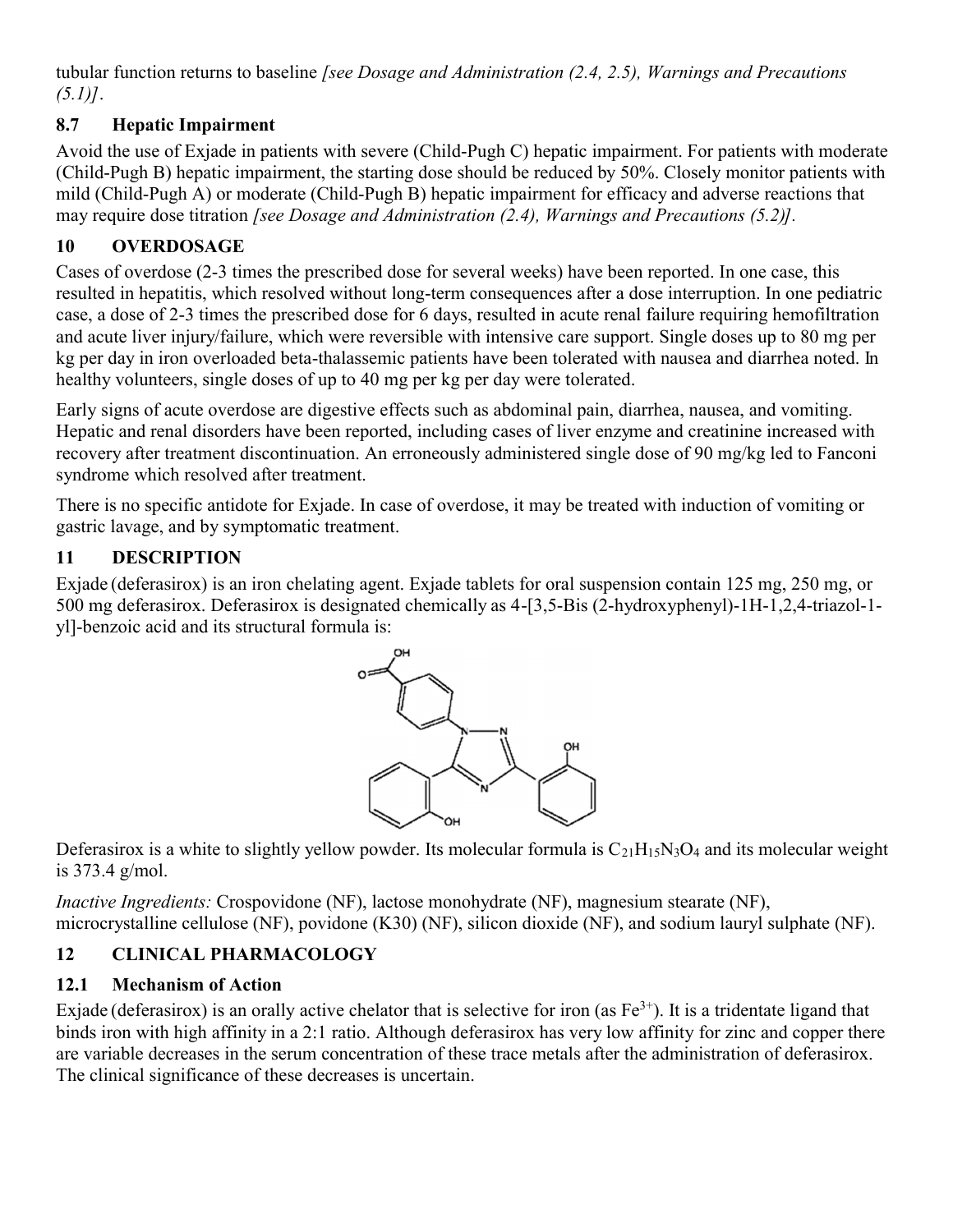tubular function returns to baseline *[see Dosage and Administration (2.4, 2.5), Warnings and Precautions (5.1)]*.

### 8.7 Hepatic Impairment

Avoid the use of Exjade in patients with severe (Child-Pugh C) hepatic impairment. For patients with moderate (Child-Pugh B) hepatic impairment, the starting dose should be reduced by 50%. Closely monitor patients with mild (Child-Pugh A) or moderate (Child-Pugh B) hepatic impairment for efficacy and adverse reactions that may require dose titration *[see Dosage and Administration (2.4), Warnings and Precautions (5.2)]*.

## 10 OVERDOSAGE

Cases of overdose (2-3 times the prescribed dose for several weeks) have been reported. In one case, this resulted in hepatitis, which resolved without long-term consequences after a dose interruption. In one pediatric case, a dose of 2-3 times the prescribed dose for 6 days, resulted in acute renal failure requiring hemofiltration and acute liver injury/failure, which were reversible with intensive care support. Single doses up to 80 mg per kg per day in iron overloaded beta-thalassemic patients have been tolerated with nausea and diarrhea noted. In healthy volunteers, single doses of up to 40 mg per kg per day were tolerated.

Early signs of acute overdose are digestive effects such as abdominal pain, diarrhea, nausea, and vomiting. Hepatic and renal disorders have been reported, including cases of liver enzyme and creatinine increased with recovery after treatment discontinuation. An erroneously administered single dose of 90 mg/kg led to Fanconi syndrome which resolved after treatment.

There is no specific antidote for Exjade. In case of overdose, it may be treated with induction of vomiting or gastric lavage, and by symptomatic treatment.

## 11 DESCRIPTION

Exjade (deferasirox) is an iron chelating agent. Exjade tablets for oral suspension contain 125 mg, 250 mg, or 500 mg deferasirox. Deferasirox is designated chemically as 4-[3,5-Bis (2-hydroxyphenyl)-1H-1,2,4-triazol-1-yl]-benzoic acid and its structural formula is:

Deferasirox is a white to slightly yellow powder. Its molecular formula is $C_{21}H_{15}N_3O_4$ and its molecular weight is 373.4 g/mol.

*Inactive Ingredients:* Crospovidone (NF), lactose monohydrate (NF), magnesium stearate (NF), microcrystalline cellulose (NF), povidone (K30) (NF), silicon dioxide (NF), and sodium lauryl sulphate (NF).

## 12 CLINICAL PHARMACOLOGY

### 12.1 Mechanism of Action

Exjade (deferasirox) is an orally active chelator that is selective for iron (as $Fe^{3+}$). It is a tridentate ligand that binds iron with high affinity in a 2:1 ratio. Although deferasirox has very low affinity for zinc and copper there are variable decreases in the serum concentration of these trace metals after the administration of deferasirox. The clinical significance of these decreases is uncertain.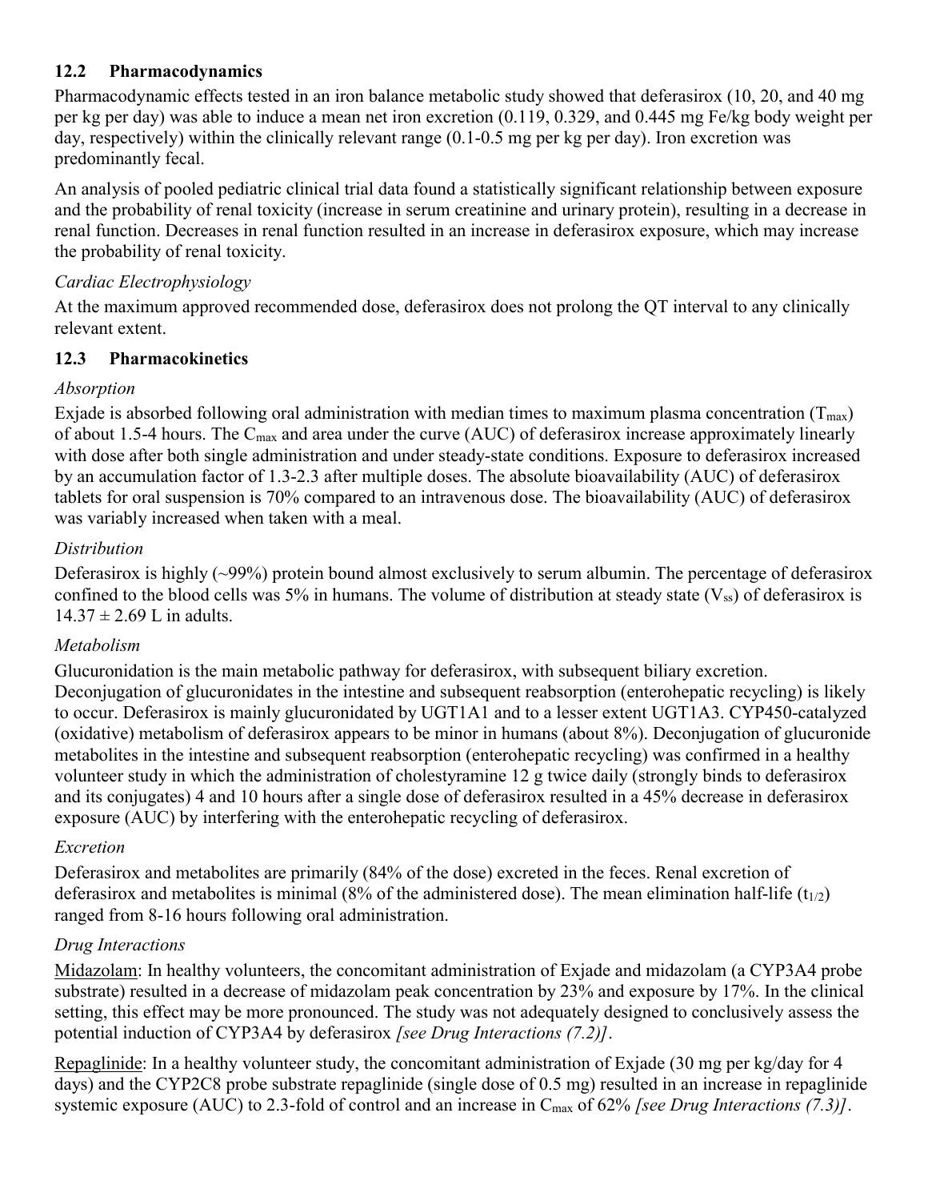### 12.2 Pharmacodynamics

Pharmacodynamic effects tested in an iron balance metabolic study showed that deferasirox (10, 20, and 40 mg per kg per day) was able to induce a mean net iron excretion (0.119, 0.329, and 0.445 mg Fe/kg body weight per day, respectively) within the clinically relevant range (0.1-0.5 mg per kg per day). Iron excretion was predominantly fecal.

An analysis of pooled pediatric clinical trial data found a statistically significant relationship between exposure and the probability of renal toxicity (increase in serum creatinine and urinary protein), resulting in a decrease in renal function. Decreases in renal function resulted in an increase in deferasirox exposure, which may increase the probability of renal toxicity.

*Cardiac Electrophysiology*

At the maximum approved recommended dose, deferasirox does not prolong the QT interval to any clinically relevant extent.

### 12.3 Pharmacokinetics

*Absorption*

Exjade is absorbed following oral administration with median times to maximum plasma concentration ($T_{max}$) of about 1.5-4 hours. The $C_{max}$ and area under the curve (AUC) of deferasirox increase approximately linearly with dose after both single administration and under steady-state conditions. Exposure to deferasirox increased by an accumulation factor of 1.3-2.3 after multiple doses. The absolute bioavailability (AUC) of deferasirox tablets for oral suspension is 70% compared to an intravenous dose. The bioavailability (AUC) of deferasirox was variably increased when taken with a meal.

*Distribution*

Deferasirox is highly (~99%) protein bound almost exclusively to serum albumin. The percentage of deferasirox confined to the blood cells was 5% in humans. The volume of distribution at steady state ($V_{ss}$) of deferasirox is $14.37 \pm 2.69$ L in adults.

*Metabolism*

Glucuronidation is the main metabolic pathway for deferasirox, with subsequent biliary excretion. Deconjugation of glucuronidates in the intestine and subsequent reabsorption (enterohepatic recycling) is likely to occur. Deferasirox is mainly glucuronidated by UGT1A1 and to a lesser extent UGT1A3. CYP450-catalyzed (oxidative) metabolism of deferasirox appears to be minor in humans (about 8%). Deconjugation of glucuronide metabolites in the intestine and subsequent reabsorption (enterohepatic recycling) was confirmed in a healthy volunteer study in which the administration of cholestyramine 12 g twice daily (strongly binds to deferasirox and its conjugates) 4 and 10 hours after a single dose of deferasirox resulted in a 45% decrease in deferasirox exposure (AUC) by interfering with the enterohepatic recycling of deferasirox.

*Excretion*

Deferasirox and metabolites are primarily (84% of the dose) excreted in the feces. Renal excretion of deferasirox and metabolites is minimal (8% of the administered dose). The mean elimination half-life ($t_{1/2}$) ranged from 8-16 hours following oral administration.

*Drug Interactions*

Midazolam: In healthy volunteers, the concomitant administration of Exjade and midazolam (a CYP3A4 probe substrate) resulted in a decrease of midazolam peak concentration by 23% and exposure by 17%. In the clinical setting, this effect may be more pronounced. The study was not adequately designed to conclusively assess the potential induction of CYP3A4 by deferasirox *[see Drug Interactions (7.2)]*.

Repaglinide: In a healthy volunteer study, the concomitant administration of Exjade (30 mg per kg/day for 4 days) and the CYP2C8 probe substrate repaglinide (single dose of 0.5 mg) resulted in an increase in repaglinide systemic exposure (AUC) to 2.3-fold of control and an increase in $C_{max}$ of 62% *[see Drug Interactions (7.3)]*.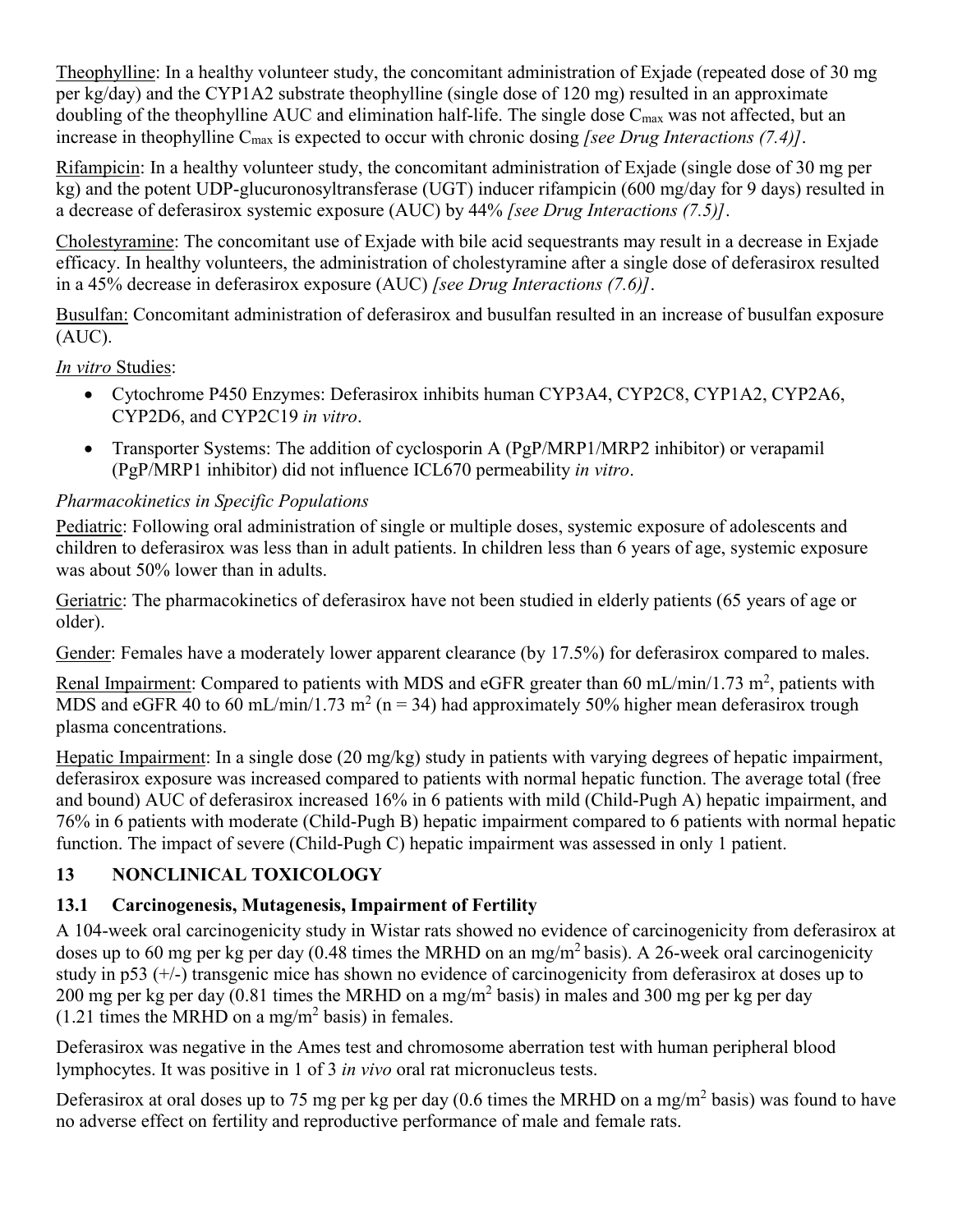Theophylline: In a healthy volunteer study, the concomitant administration of Exjade (repeated dose of 30 mg per kg/day) and the CYP1A2 substrate theophylline (single dose of 120 mg) resulted in an approximate doubling of the theophylline AUC and elimination half-life. The single dose $C_{max}$ was not affected, but an increase in theophylline $C_{max}$ is expected to occur with chronic dosing *[see Drug Interactions (7.4)]*.

Rifampicin: In a healthy volunteer study, the concomitant administration of Exjade (single dose of 30 mg per kg) and the potent UDP-glucuronosyltransferase (UGT) inducer rifampicin (600 mg/day for 9 days) resulted in a decrease of deferasirox systemic exposure (AUC) by 44% *[see Drug Interactions (7.5)]*.

Cholestyramine: The concomitant use of Exjade with bile acid sequestrants may result in a decrease in Exjade efficacy. In healthy volunteers, the administration of cholestyramine after a single dose of deferasirox resulted in a 45% decrease in deferasirox exposure (AUC) *[see Drug Interactions (7.6)]*.

Busulfan: Concomitant administration of deferasirox and busulfan resulted in an increase of busulfan exposure (AUC).

*In vitro* Studies:

- Cytochrome P450 Enzymes: Deferasirox inhibits human CYP3A4, CYP2C8, CYP1A2, CYP2A6, CYP2D6, and CYP2C19 *in vitro*.
- Transporter Systems: The addition of cyclosporin A (PgP/MRP1/MRP2 inhibitor) or verapamil (PgP/MRP1 inhibitor) did not influence ICL670 permeability *in vitro*.

*Pharmacokinetics in Specific Populations*

Pediatric: Following oral administration of single or multiple doses, systemic exposure of adolescents and children to deferasirox was less than in adult patients. In children less than 6 years of age, systemic exposure was about 50% lower than in adults.

Geriatric: The pharmacokinetics of deferasirox have not been studied in elderly patients (65 years of age or older).

Gender: Females have a moderately lower apparent clearance (by 17.5%) for deferasirox compared to males.

Renal Impairment: Compared to patients with MDS and eGFR greater than 60 mL/min/1.73 $m^2$, patients with MDS and eGFR 40 to 60 mL/min/1.73 $m^2$ (n = 34) had approximately 50% higher mean deferasirox trough plasma concentrations.

Hepatic Impairment: In a single dose (20 mg/kg) study in patients with varying degrees of hepatic impairment, deferasirox exposure was increased compared to patients with normal hepatic function. The average total (free and bound) AUC of deferasirox increased 16% in 6 patients with mild (Child-Pugh A) hepatic impairment, and 76% in 6 patients with moderate (Child-Pugh B) hepatic impairment compared to 6 patients with normal hepatic function. The impact of severe (Child-Pugh C) hepatic impairment was assessed in only 1 patient.

## 13 NONCLINICAL TOXICOLOGY

### 13.1 Carcinogenesis, Mutagenesis, Impairment of Fertility

A 104-week oral carcinogenicity study in Wistar rats showed no evidence of carcinogenicity from deferasirox at doses up to 60 mg per kg per day (0.48 times the MRHD on an mg/$m^2$ basis). A 26-week oral carcinogenicity study in p53 (+/-) transgenic mice has shown no evidence of carcinogenicity from deferasirox at doses up to 200 mg per kg per day (0.81 times the MRHD on a mg/$m^2$ basis) in males and 300 mg per kg per day (1.21 times the MRHD on a mg/$m^2$ basis) in females.

Deferasirox was negative in the Ames test and chromosome aberration test with human peripheral blood lymphocytes. It was positive in 1 of 3 *in vivo* oral rat micronucleus tests.

Deferasirox at oral doses up to 75 mg per kg per day (0.6 times the MRHD on a mg/$m^2$ basis) was found to have no adverse effect on fertility and reproductive performance of male and female rats.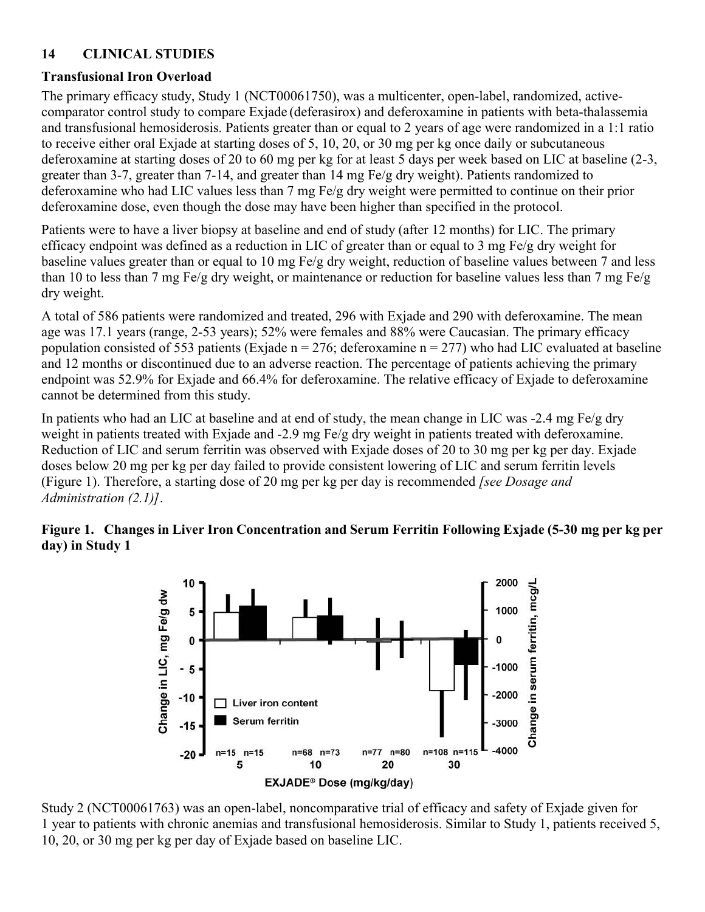## 14 CLINICAL STUDIES

### Transfusional Iron Overload

The primary efficacy study, Study 1 (NCT00061750), was a multicenter, open-label, randomized, active-comparator control study to compare Exjade (deferasirox) and deferoxamine in patients with beta-thalassemia and transfusional hemosiderosis. Patients greater than or equal to 2 years of age were randomized in a 1:1 ratio to receive either oral Exjade at starting doses of 5, 10, 20, or 30 mg per kg once daily or subcutaneous deferoxamine at starting doses of 20 to 60 mg per kg for at least 5 days per week based on LIC at baseline (2-3, greater than 3-7, greater than 7-14, and greater than 14 mg Fe/g dry weight). Patients randomized to deferoxamine who had LIC values less than 7 mg Fe/g dry weight were permitted to continue on their prior deferoxamine dose, even though the dose may have been higher than specified in the protocol.

Patients were to have a liver biopsy at baseline and end of study (after 12 months) for LIC. The primary efficacy endpoint was defined as a reduction in LIC of greater than or equal to 3 mg Fe/g dry weight for baseline values greater than or equal to 10 mg Fe/g dry weight, reduction of baseline values between 7 and less than 10 to less than 7 mg Fe/g dry weight, or maintenance or reduction for baseline values less than 7 mg Fe/g dry weight.

A total of 586 patients were randomized and treated, 296 with Exjade and 290 with deferoxamine. The mean age was 17.1 years (range, 2-53 years); 52% were females and 88% were Caucasian. The primary efficacy population consisted of 553 patients (Exjade n = 276; deferoxamine n = 277) who had LIC evaluated at baseline and 12 months or discontinued due to an adverse reaction. The percentage of patients achieving the primary endpoint was 52.9% for Exjade and 66.4% for deferoxamine. The relative efficacy of Exjade to deferoxamine cannot be determined from this study.

In patients who had an LIC at baseline and at end of study, the mean change in LIC was -2.4 mg Fe/g dry weight in patients treated with Exjade and -2.9 mg Fe/g dry weight in patients treated with deferoxamine. Reduction of LIC and serum ferritin was observed with Exjade doses of 20 to 30 mg per kg per day. Exjade doses below 20 mg per kg per day failed to provide consistent lowering of LIC and serum ferritin levels (Figure 1). Therefore, a starting dose of 20 mg per kg per day is recommended *[see Dosage and Administration (2.1)]*.

**Figure 1. Changes in Liver Iron Concentration and Serum Ferritin Following Exjade (5-30 mg per kg per day) in Study 1**

Study 2 (NCT00061763) was an open-label, noncomparative trial of efficacy and safety of Exjade given for 1 year to patients with chronic anemias and transfusional hemosiderosis. Similar to Study 1, patients received 5, 10, 20, or 30 mg per kg per day of Exjade based on baseline LIC.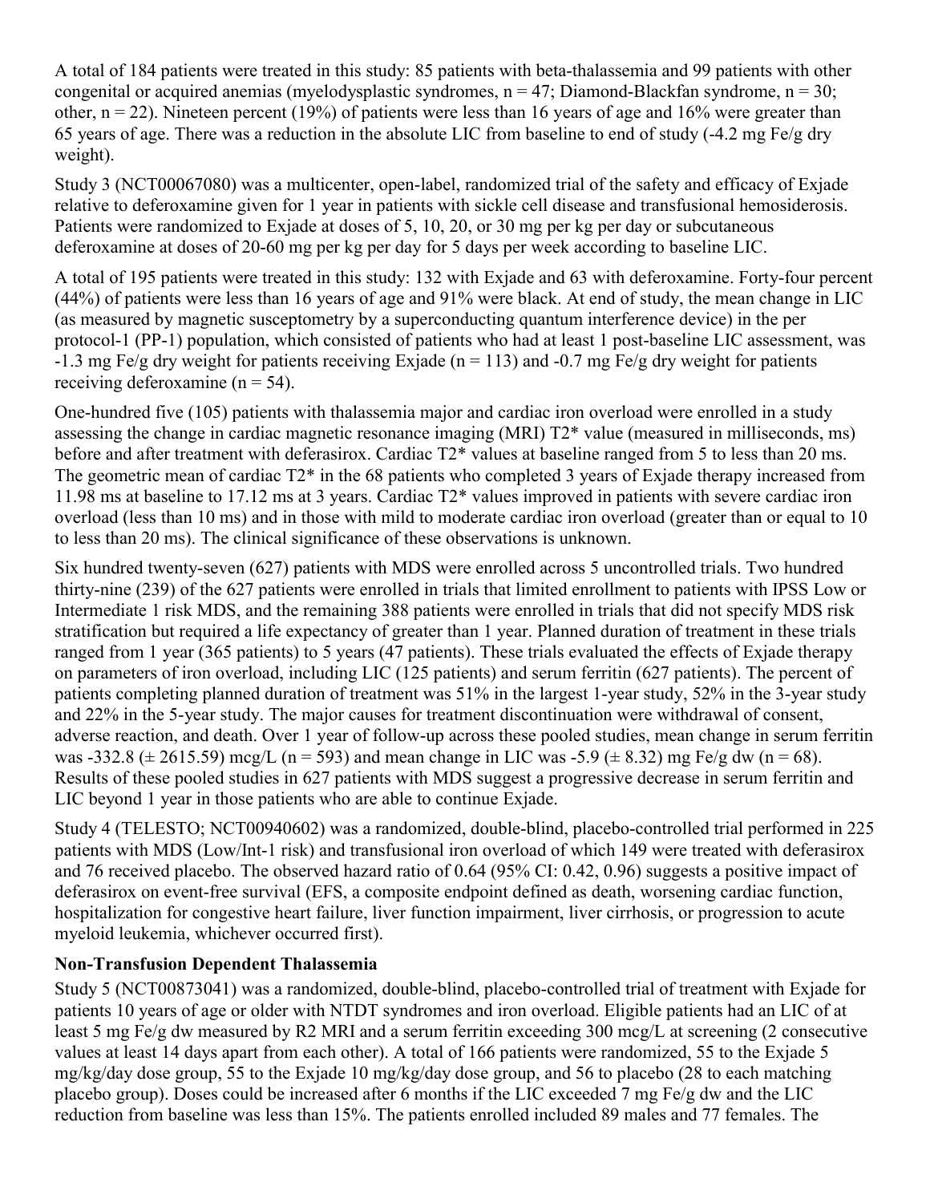A total of 184 patients were treated in this study: 85 patients with beta-thalassemia and 99 patients with other congenital or acquired anemias (myelodysplastic syndromes, n = 47; Diamond-Blackfan syndrome, n = 30; other, n = 22). Nineteen percent (19%) of patients were less than 16 years of age and 16% were greater than 65 years of age. There was a reduction in the absolute LIC from baseline to end of study (-4.2 mg Fe/g dry weight).

Study 3 (NCT00067080) was a multicenter, open-label, randomized trial of the safety and efficacy of Exjade relative to deferoxamine given for 1 year in patients with sickle cell disease and transfusional hemosiderosis. Patients were randomized to Exjade at doses of 5, 10, 20, or 30 mg per kg per day or subcutaneous deferoxamine at doses of 20-60 mg per kg per day for 5 days per week according to baseline LIC.

A total of 195 patients were treated in this study: 132 with Exjade and 63 with deferoxamine. Forty-four percent (44%) of patients were less than 16 years of age and 91% were black. At end of study, the mean change in LIC (as measured by magnetic susceptometry by a superconducting quantum interference device) in the per protocol-1 (PP-1) population, which consisted of patients who had at least 1 post-baseline LIC assessment, was -1.3 mg Fe/g dry weight for patients receiving Exjade (n = 113) and -0.7 mg Fe/g dry weight for patients receiving deferoxamine (n = 54).

One-hundred five (105) patients with thalassemia major and cardiac iron overload were enrolled in a study assessing the change in cardiac magnetic resonance imaging (MRI) T2* value (measured in milliseconds, ms) before and after treatment with deferasirox. Cardiac T2* values at baseline ranged from 5 to less than 20 ms. The geometric mean of cardiac T2* in the 68 patients who completed 3 years of Exjade therapy increased from 11.98 ms at baseline to 17.12 ms at 3 years. Cardiac T2* values improved in patients with severe cardiac iron overload (less than 10 ms) and in those with mild to moderate cardiac iron overload (greater than or equal to 10 to less than 20 ms). The clinical significance of these observations is unknown.

Six hundred twenty-seven (627) patients with MDS were enrolled across 5 uncontrolled trials. Two hundred thirty-nine (239) of the 627 patients were enrolled in trials that limited enrollment to patients with IPSS Low or Intermediate 1 risk MDS, and the remaining 388 patients were enrolled in trials that did not specify MDS risk stratification but required a life expectancy of greater than 1 year. Planned duration of treatment in these trials ranged from 1 year (365 patients) to 5 years (47 patients). These trials evaluated the effects of Exjade therapy on parameters of iron overload, including LIC (125 patients) and serum ferritin (627 patients). The percent of patients completing planned duration of treatment was 51% in the largest 1-year study, 52% in the 3-year study and 22% in the 5-year study. The major causes for treatment discontinuation were withdrawal of consent, adverse reaction, and death. Over 1 year of follow-up across these pooled studies, mean change in serum ferritin was -332.8 (± 2615.59) mcg/L (n = 593) and mean change in LIC was -5.9 (± 8.32) mg Fe/g dw (n = 68). Results of these pooled studies in 627 patients with MDS suggest a progressive decrease in serum ferritin and LIC beyond 1 year in those patients who are able to continue Exjade.

Study 4 (TELESTO; NCT00940602) was a randomized, double-blind, placebo-controlled trial performed in 225 patients with MDS (Low/Int-1 risk) and transfusional iron overload of which 149 were treated with deferasirox and 76 received placebo. The observed hazard ratio of 0.64 (95% CI: 0.42, 0.96) suggests a positive impact of deferasirox on event-free survival (EFS, a composite endpoint defined as death, worsening cardiac function, hospitalization for congestive heart failure, liver function impairment, liver cirrhosis, or progression to acute myeloid leukemia, whichever occurred first).

**Non-Transfusion Dependent Thalassemia**

Study 5 (NCT00873041) was a randomized, double-blind, placebo-controlled trial of treatment with Exjade for patients 10 years of age or older with NTDT syndromes and iron overload. Eligible patients had an LIC of at least 5 mg Fe/g dw measured by R2 MRI and a serum ferritin exceeding 300 mcg/L at screening (2 consecutive values at least 14 days apart from each other). A total of 166 patients were randomized, 55 to the Exjade 5 mg/kg/day dose group, 55 to the Exjade 10 mg/kg/day dose group, and 56 to placebo (28 to each matching placebo group). Doses could be increased after 6 months if the LIC exceeded 7 mg Fe/g dw and the LIC reduction from baseline was less than 15%. The patients enrolled included 89 males and 77 females. The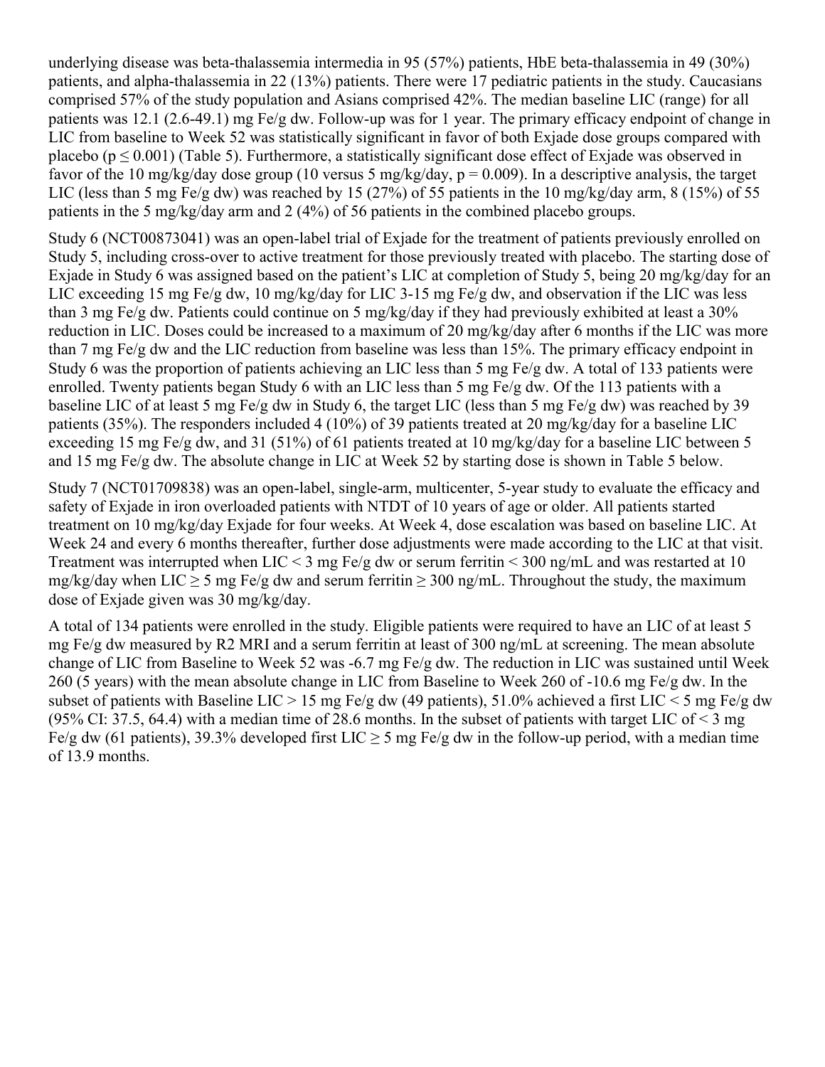underlying disease was beta-thalassemia intermedia in 95 (57%) patients, HbE beta-thalassemia in 49 (30%) patients, and alpha-thalassemia in 22 (13%) patients. There were 17 pediatric patients in the study. Caucasians comprised 57% of the study population and Asians comprised 42%. The median baseline LIC (range) for all patients was 12.1 (2.6-49.1) mg Fe/g dw. Follow-up was for 1 year. The primary efficacy endpoint of change in LIC from baseline to Week 52 was statistically significant in favor of both Exjade dose groups compared with placebo ($p \leq 0.001$) (Table 5). Furthermore, a statistically significant dose effect of Exjade was observed in favor of the 10 mg/kg/day dose group (10 versus 5 mg/kg/day, $p = 0.009$). In a descriptive analysis, the target LIC (less than 5 mg Fe/g dw) was reached by 15 (27%) of 55 patients in the 10 mg/kg/day arm, 8 (15%) of 55 patients in the 5 mg/kg/day arm and 2 (4%) of 56 patients in the combined placebo groups.

Study 6 (NCT00873041) was an open-label trial of Exjade for the treatment of patients previously enrolled on Study 5, including cross-over to active treatment for those previously treated with placebo. The starting dose of Exjade in Study 6 was assigned based on the patient's LIC at completion of Study 5, being 20 mg/kg/day for an LIC exceeding 15 mg Fe/g dw, 10 mg/kg/day for LIC 3-15 mg Fe/g dw, and observation if the LIC was less than 3 mg Fe/g dw. Patients could continue on 5 mg/kg/day if they had previously exhibited at least a 30% reduction in LIC. Doses could be increased to a maximum of 20 mg/kg/day after 6 months if the LIC was more than 7 mg Fe/g dw and the LIC reduction from baseline was less than 15%. The primary efficacy endpoint in Study 6 was the proportion of patients achieving an LIC less than 5 mg Fe/g dw. A total of 133 patients were enrolled. Twenty patients began Study 6 with an LIC less than 5 mg Fe/g dw. Of the 113 patients with a baseline LIC of at least 5 mg Fe/g dw in Study 6, the target LIC (less than 5 mg Fe/g dw) was reached by 39 patients (35%). The responders included 4 (10%) of 39 patients treated at 20 mg/kg/day for a baseline LIC exceeding 15 mg Fe/g dw, and 31 (51%) of 61 patients treated at 10 mg/kg/day for a baseline LIC between 5 and 15 mg Fe/g dw. The absolute change in LIC at Week 52 by starting dose is shown in Table 5 below.

Study 7 (NCT01709838) was an open-label, single-arm, multicenter, 5-year study to evaluate the efficacy and safety of Exjade in iron overloaded patients with NTDT of 10 years of age or older. All patients started treatment on 10 mg/kg/day Exjade for four weeks. At Week 4, dose escalation was based on baseline LIC. At Week 24 and every 6 months thereafter, further dose adjustments were made according to the LIC at that visit. Treatment was interrupted when LIC < 3 mg Fe/g dw or serum ferritin < 300 ng/mL and was restarted at 10 mg/kg/day when LIC ≥ 5 mg Fe/g dw and serum ferritin ≥ 300 ng/mL. Throughout the study, the maximum dose of Exjade given was 30 mg/kg/day.

A total of 134 patients were enrolled in the study. Eligible patients were required to have an LIC of at least 5 mg Fe/g dw measured by R2 MRI and a serum ferritin at least of 300 ng/mL at screening. The mean absolute change of LIC from Baseline to Week 52 was -6.7 mg Fe/g dw. The reduction in LIC was sustained until Week 260 (5 years) with the mean absolute change in LIC from Baseline to Week 260 of -10.6 mg Fe/g dw. In the subset of patients with Baseline LIC > 15 mg Fe/g dw (49 patients), 51.0% achieved a first LIC < 5 mg Fe/g dw (95% CI: 37.5, 64.4) with a median time of 28.6 months. In the subset of patients with target LIC of < 3 mg Fe/g dw (61 patients), 39.3% developed first LIC ≥ 5 mg Fe/g dw in the follow-up period, with a median time of 13.9 months.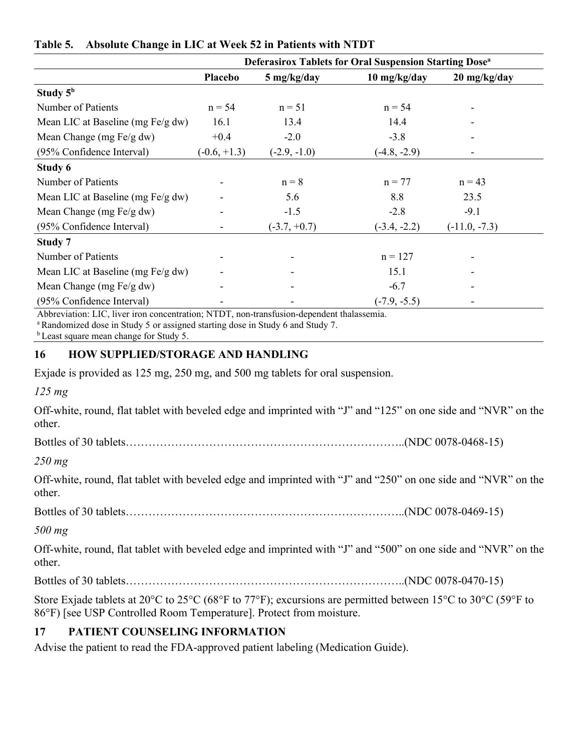**Table 5. Absolute Change in LIC at Week 52 in Patients with NTDT**

| | Deferasirox Tablets for Oral Suspension Starting Dose[a] | | | |
|---|---|---|---|---|
| | Placebo | 5 mg/kg/day | 10 mg/kg/day | 20 mg/kg/day |
| **Study 5[b]** | | | | |
| Number of Patients | n = 54 | n = 51 | n = 54 | - |
| Mean LIC at Baseline (mg Fe/g dw) | 16.1 | 13.4 | 14.4 | - |
| Mean Change (mg Fe/g dw) | +0.4 | -2.0 | -3.8 | - |
| (95% Confidence Interval) | (-0.6, +1.3) | (-2.9, -1.0) | (-4.8, -2.9) | - |
| **Study 6** | | | | |
| Number of Patients | - | n = 8 | n = 77 | n = 43 |
| Mean LIC at Baseline (mg Fe/g dw) | - | 5.6 | 8.8 | 23.5 |
| Mean Change (mg Fe/g dw) | - | -1.5 | -2.8 | -9.1 |
| (95% Confidence Interval) | - | (-3.7, +0.7) | (-3.4, -2.2) | (-11.0, -7.3) |
| **Study 7** | | | | |
| Number of Patients | - | - | n = 127 | - |
| Mean LIC at Baseline (mg Fe/g dw) | - | - | 15.1 | - |
| Mean Change (mg Fe/g dw) | - | - | -6.7 | - |
| (95% Confidence Interval) | - | - | (-7.9, -5.5) | - |

Abbreviation: LIC, liver iron concentration; NTDT, non-transfusion-dependent thalassemia.
[a] Randomized dose in Study 5 or assigned starting dose in Study 6 and Study 7.
[b] Least square mean change for Study 5.

## 16 HOW SUPPLIED/STORAGE AND HANDLING

Exjade is provided as 125 mg, 250 mg, and 500 mg tablets for oral suspension.

*125 mg*

Off-white, round, flat tablet with beveled edge and imprinted with “J” and “125” on one side and “NVR” on the other.

Bottles of 30 tablets……………………………………………………………..(NDC 0078-0468-15)

*250 mg*

Off-white, round, flat tablet with beveled edge and imprinted with “J” and “250” on one side and “NVR” on the other.

Bottles of 30 tablets……………………………………………………………..(NDC 0078-0469-15)

*500 mg*

Off-white, round, flat tablet with beveled edge and imprinted with “J” and “500” on one side and “NVR” on the other.

Bottles of 30 tablets……………………………………………………………..(NDC 0078-0470-15)

Store Exjade tablets at 20°C to 25°C (68°F to 77°F); excursions are permitted between 15°C to 30°C (59°F to 86°F) [see USP Controlled Room Temperature]. Protect from moisture.

## 17 PATIENT COUNSELING INFORMATION

Advise the patient to read the FDA-approved patient labeling (Medication Guide).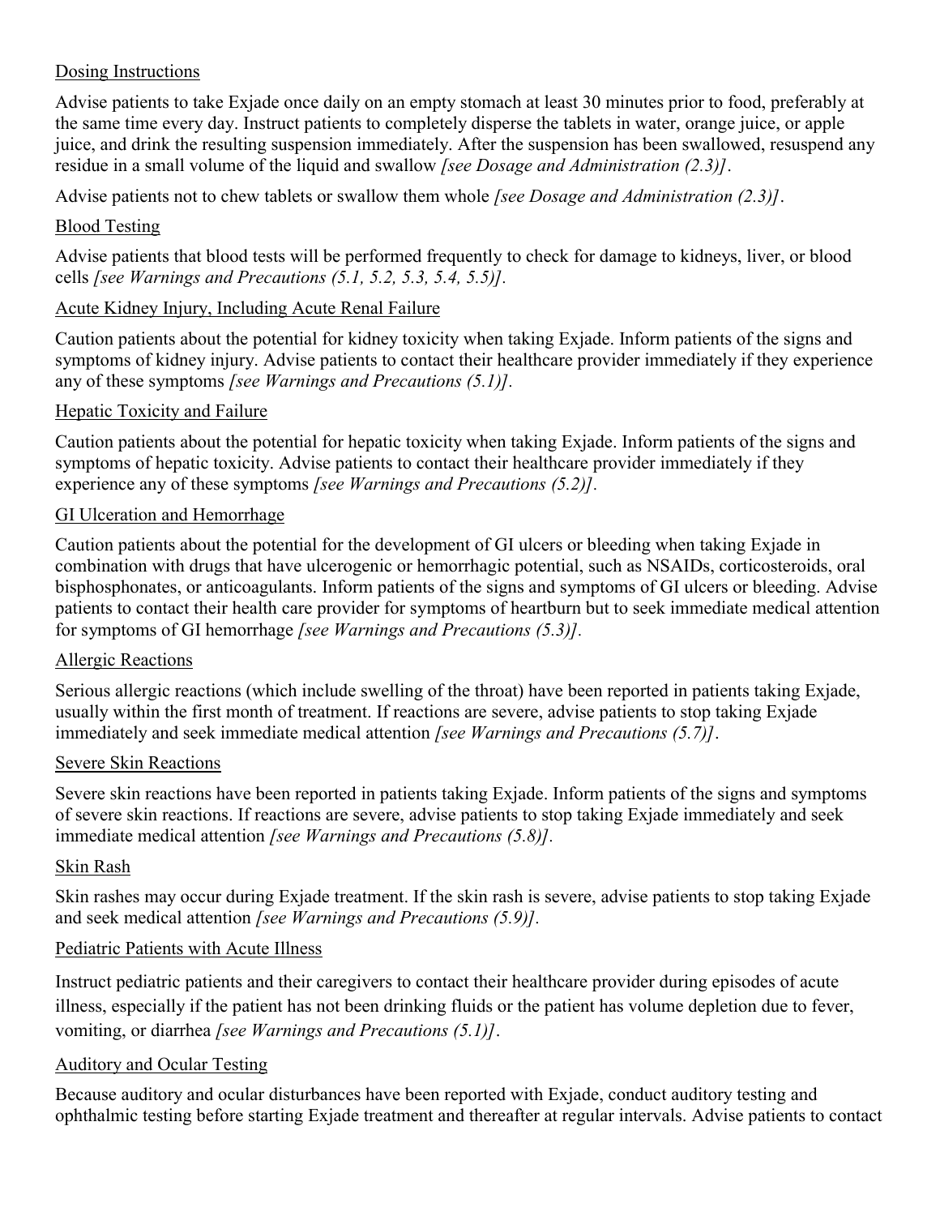Dosing Instructions

Advise patients to take Exjade once daily on an empty stomach at least 30 minutes prior to food, preferably at the same time every day. Instruct patients to completely disperse the tablets in water, orange juice, or apple juice, and drink the resulting suspension immediately. After the suspension has been swallowed, resuspend any residue in a small volume of the liquid and swallow *[see Dosage and Administration (2.3)]*.

Advise patients not to chew tablets or swallow them whole *[see Dosage and Administration (2.3)]*.

Blood Testing

Advise patients that blood tests will be performed frequently to check for damage to kidneys, liver, or blood cells *[see Warnings and Precautions (5.1, 5.2, 5.3, 5.4, 5.5)]*.

Acute Kidney Injury, Including Acute Renal Failure

Caution patients about the potential for kidney toxicity when taking Exjade. Inform patients of the signs and symptoms of kidney injury. Advise patients to contact their healthcare provider immediately if they experience any of these symptoms *[see Warnings and Precautions (5.1)]*.

Hepatic Toxicity and Failure

Caution patients about the potential for hepatic toxicity when taking Exjade. Inform patients of the signs and symptoms of hepatic toxicity. Advise patients to contact their healthcare provider immediately if they experience any of these symptoms *[see Warnings and Precautions (5.2)]*.

GI Ulceration and Hemorrhage

Caution patients about the potential for the development of GI ulcers or bleeding when taking Exjade in combination with drugs that have ulcerogenic or hemorrhagic potential, such as NSAIDs, corticosteroids, oral bisphosphonates, or anticoagulants. Inform patients of the signs and symptoms of GI ulcers or bleeding. Advise patients to contact their health care provider for symptoms of heartburn but to seek immediate medical attention for symptoms of GI hemorrhage *[see Warnings and Precautions (5.3)]*.

Allergic Reactions

Serious allergic reactions (which include swelling of the throat) have been reported in patients taking Exjade, usually within the first month of treatment. If reactions are severe, advise patients to stop taking Exjade immediately and seek immediate medical attention *[see Warnings and Precautions (5.7)]*.

Severe Skin Reactions

Severe skin reactions have been reported in patients taking Exjade. Inform patients of the signs and symptoms of severe skin reactions. If reactions are severe, advise patients to stop taking Exjade immediately and seek immediate medical attention *[see Warnings and Precautions (5.8)]*.

Skin Rash

Skin rashes may occur during Exjade treatment. If the skin rash is severe, advise patients to stop taking Exjade and seek medical attention *[see Warnings and Precautions (5.9)]*.

Pediatric Patients with Acute Illness

Instruct pediatric patients and their caregivers to contact their healthcare provider during episodes of acute illness, especially if the patient has not been drinking fluids or the patient has volume depletion due to fever, vomiting, or diarrhea *[see Warnings and Precautions (5.1)]*.

Auditory and Ocular Testing

Because auditory and ocular disturbances have been reported with Exjade, conduct auditory testing and ophthalmic testing before starting Exjade treatment and thereafter at regular intervals. Advise patients to contact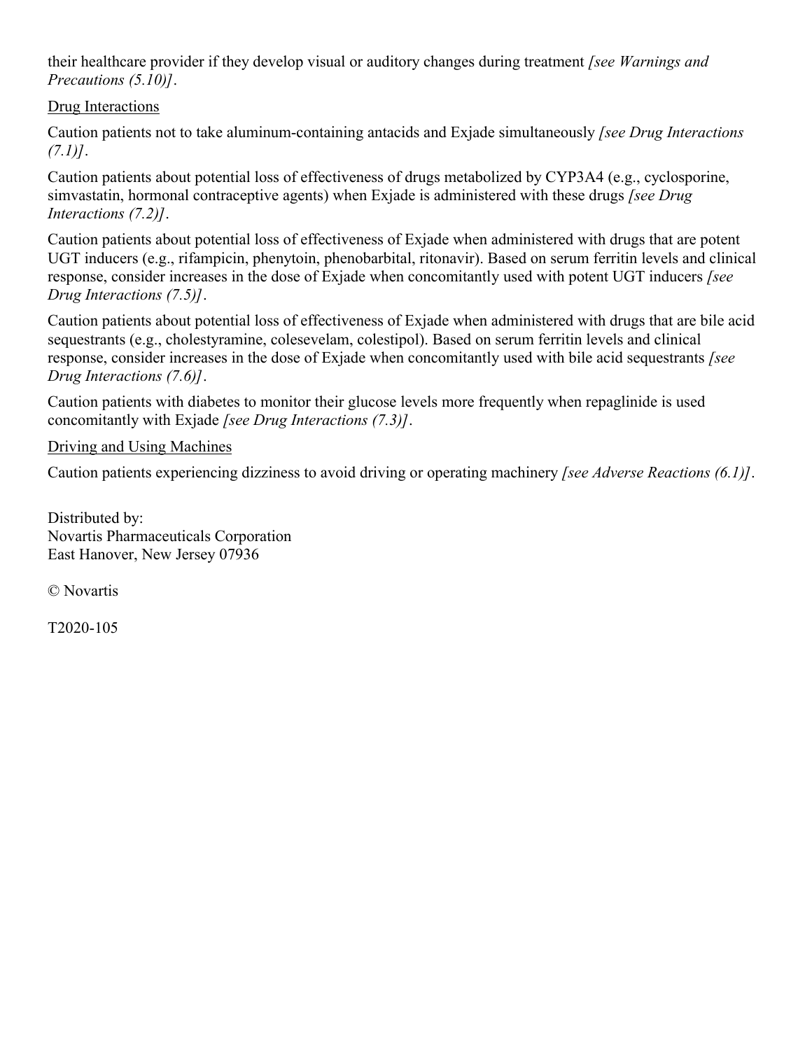their healthcare provider if they develop visual or auditory changes during treatment *[see Warnings and Precautions (5.10)]*.

Drug Interactions

Caution patients not to take aluminum-containing antacids and Exjade simultaneously *[see Drug Interactions (7.1)]*.

Caution patients about potential loss of effectiveness of drugs metabolized by CYP3A4 (e.g., cyclosporine, simvastatin, hormonal contraceptive agents) when Exjade is administered with these drugs *[see Drug Interactions (7.2)]*.

Caution patients about potential loss of effectiveness of Exjade when administered with drugs that are potent UGT inducers (e.g., rifampicin, phenytoin, phenobarbital, ritonavir). Based on serum ferritin levels and clinical response, consider increases in the dose of Exjade when concomitantly used with potent UGT inducers *[see Drug Interactions (7.5)]*.

Caution patients about potential loss of effectiveness of Exjade when administered with drugs that are bile acid sequestrants (e.g., cholestyramine, colesevelam, colestipol). Based on serum ferritin levels and clinical response, consider increases in the dose of Exjade when concomitantly used with bile acid sequestrants *[see Drug Interactions (7.6)]*.

Caution patients with diabetes to monitor their glucose levels more frequently when repaglinide is used concomitantly with Exjade *[see Drug Interactions (7.3)]*.

Driving and Using Machines

Caution patients experiencing dizziness to avoid driving or operating machinery *[see Adverse Reactions (6.1)]*.

Distributed by:
Novartis Pharmaceuticals Corporation
East Hanover, New Jersey 07936

© Novartis

T2020-105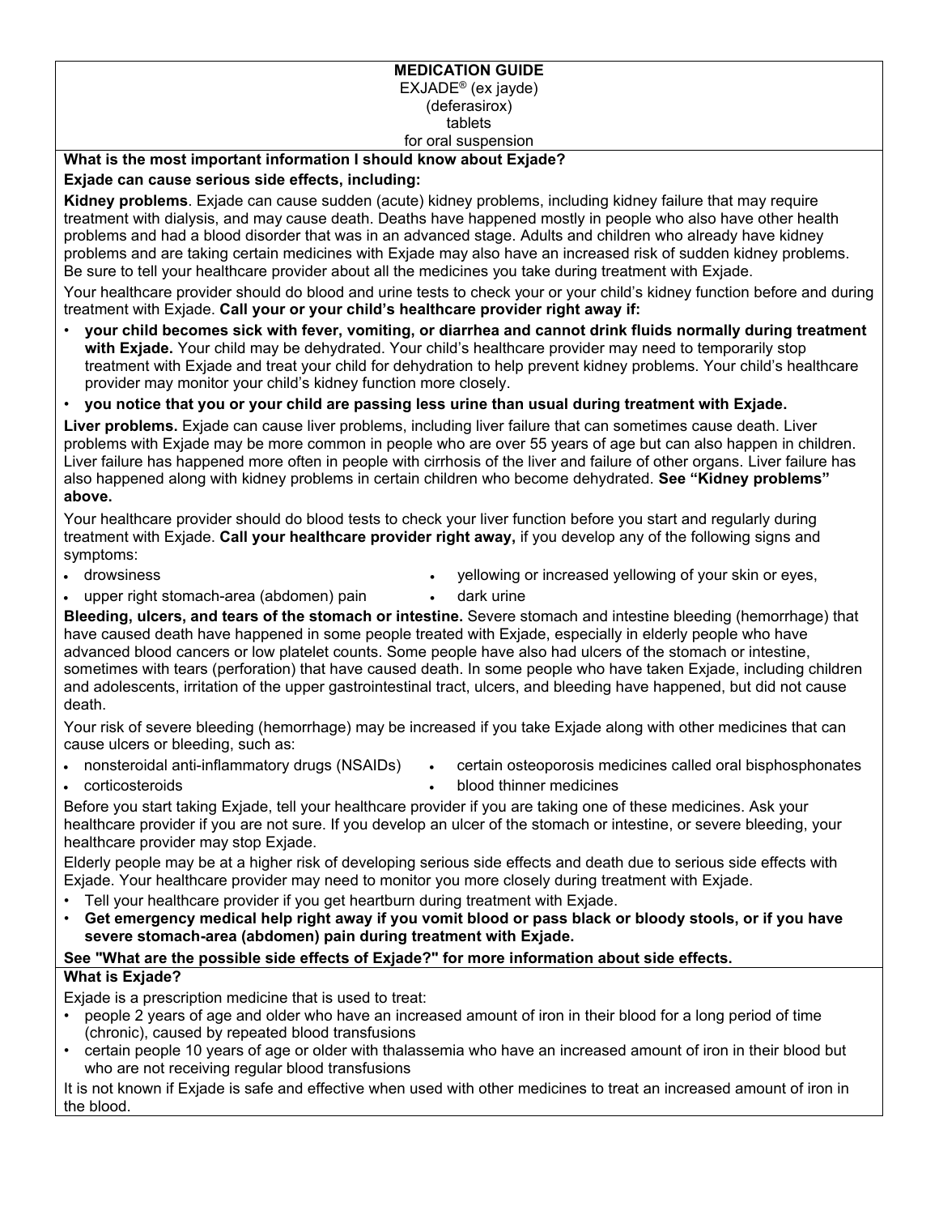**MEDICATION GUIDE**
EXJADE® (ex jayde)
(deferasirox)
tablets
for oral suspension

**What is the most important information I should know about Exjade?**

**Exjade can cause serious side effects, including:**

**Kidney problems**. Exjade can cause sudden (acute) kidney problems, including kidney failure that may require treatment with dialysis, and may cause death. Deaths have happened mostly in people who also have other health problems and had a blood disorder that was in an advanced stage. Adults and children who already have kidney problems and are taking certain medicines with Exjade may also have an increased risk of sudden kidney problems. Be sure to tell your healthcare provider about all the medicines you take during treatment with Exjade.

Your healthcare provider should do blood and urine tests to check your or your child's kidney function before and during treatment with Exjade. **Call your or your child's healthcare provider right away if:**

- **your child becomes sick with fever, vomiting, or diarrhea and cannot drink fluids normally during treatment with Exjade.** Your child may be dehydrated. Your child's healthcare provider may need to temporarily stop treatment with Exjade and treat your child for dehydration to help prevent kidney problems. Your child's healthcare provider may monitor your child's kidney function more closely.
- **you notice that you or your child are passing less urine than usual during treatment with Exjade.**

**Liver problems.** Exjade can cause liver problems, including liver failure that can sometimes cause death. Liver problems with Exjade may be more common in people who are over 55 years of age but can also happen in children. Liver failure has happened more often in people with cirrhosis of the liver and failure of other organs. Liver failure has also happened along with kidney problems in certain children who become dehydrated. **See "Kidney problems" above.**

Your healthcare provider should do blood tests to check your liver function before you start and regularly during treatment with Exjade. **Call your healthcare provider right away,** if you develop any of the following signs and symptoms:

- drowsiness
- upper right stomach-area (abdomen) pain
- yellowing or increased yellowing of your skin or eyes,
- dark urine

**Bleeding, ulcers, and tears of the stomach or intestine.** Severe stomach and intestine bleeding (hemorrhage) that have caused death have happened in some people treated with Exjade, especially in elderly people who have advanced blood cancers or low platelet counts. Some people have also had ulcers of the stomach or intestine, sometimes with tears (perforation) that have caused death. In some people who have taken Exjade, including children and adolescents, irritation of the upper gastrointestinal tract, ulcers, and bleeding have happened, but did not cause death.

Your risk of severe bleeding (hemorrhage) may be increased if you take Exjade along with other medicines that can cause ulcers or bleeding, such as:

- nonsteroidal anti-inflammatory drugs (NSAIDs)
- corticosteroids
- certain osteoporosis medicines called oral bisphosphonates
- blood thinner medicines

Before you start taking Exjade, tell your healthcare provider if you are taking one of these medicines. Ask your healthcare provider if you are not sure. If you develop an ulcer of the stomach or intestine, or severe bleeding, your healthcare provider may stop Exjade.

Elderly people may be at a higher risk of developing serious side effects and death due to serious side effects with Exjade. Your healthcare provider may need to monitor you more closely during treatment with Exjade.

- Tell your healthcare provider if you get heartburn during treatment with Exjade.
- **Get emergency medical help right away if you vomit blood or pass black or bloody stools, or if you have severe stomach-area (abdomen) pain during treatment with Exjade.**

**See "What are the possible side effects of Exjade?" for more information about side effects.**

**What is Exjade?**

Exjade is a prescription medicine that is used to treat:

- people 2 years of age and older who have an increased amount of iron in their blood for a long period of time (chronic), caused by repeated blood transfusions
- certain people 10 years of age or older with thalassemia who have an increased amount of iron in their blood but who are not receiving regular blood transfusions

It is not known if Exjade is safe and effective when used with other medicines to treat an increased amount of iron in the blood.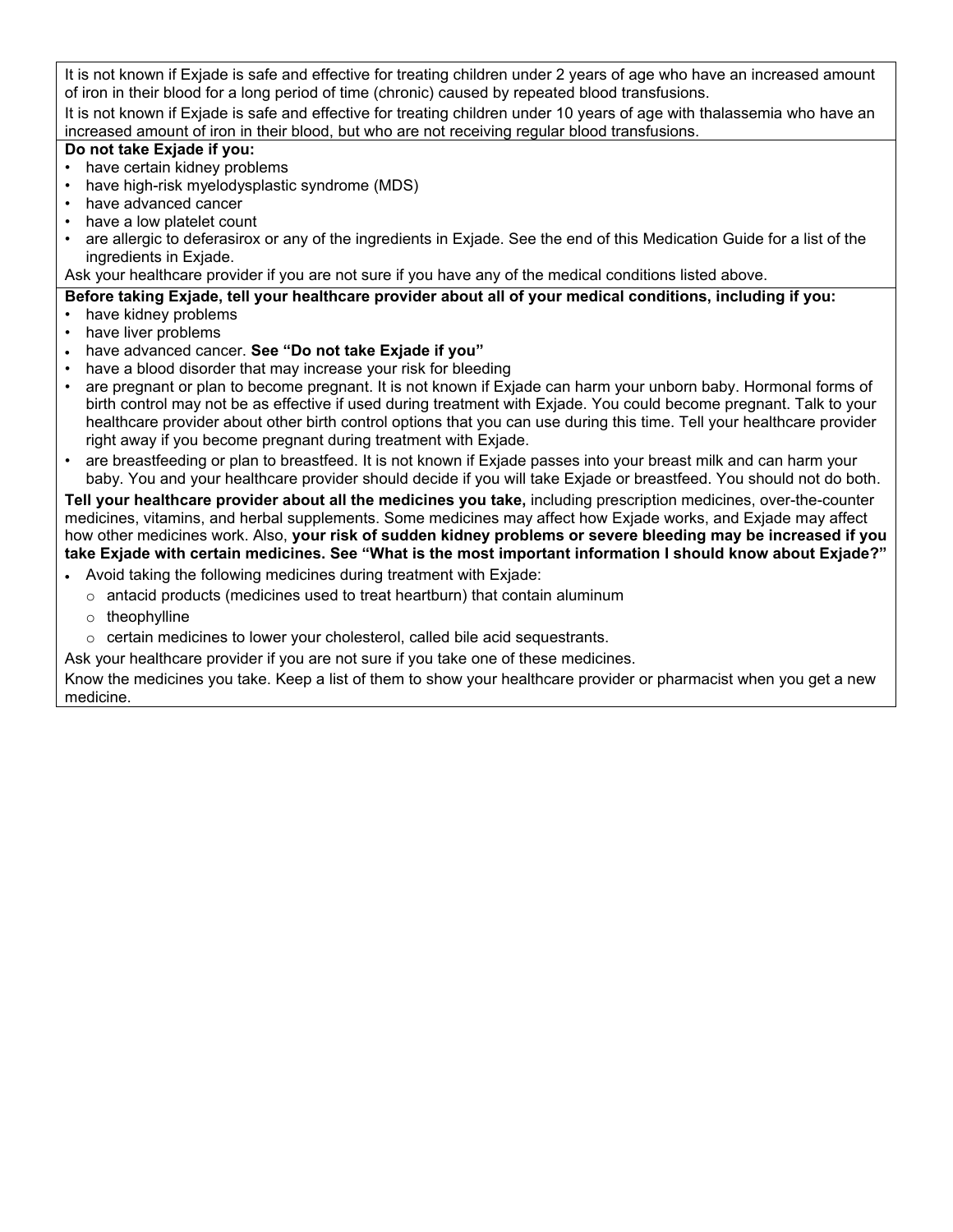It is not known if Exjade is safe and effective for treating children under 2 years of age who have an increased amount of iron in their blood for a long period of time (chronic) caused by repeated blood transfusions.

It is not known if Exjade is safe and effective for treating children under 10 years of age with thalassemia who have an increased amount of iron in their blood, but who are not receiving regular blood transfusions.

**Do not take Exjade if you:**

- have certain kidney problems
- have high-risk myelodysplastic syndrome (MDS)
- have advanced cancer
- have a low platelet count
- are allergic to deferasirox or any of the ingredients in Exjade. See the end of this Medication Guide for a list of the ingredients in Exjade.

Ask your healthcare provider if you are not sure if you have any of the medical conditions listed above.

**Before taking Exjade, tell your healthcare provider about all of your medical conditions, including if you:**

- have kidney problems
- have liver problems
- have advanced cancer. **See "Do not take Exjade if you"**
- have a blood disorder that may increase your risk for bleeding
- are pregnant or plan to become pregnant. It is not known if Exjade can harm your unborn baby. Hormonal forms of birth control may not be as effective if used during treatment with Exjade. You could become pregnant. Talk to your healthcare provider about other birth control options that you can use during this time. Tell your healthcare provider right away if you become pregnant during treatment with Exjade.
- are breastfeeding or plan to breastfeed. It is not known if Exjade passes into your breast milk and can harm your baby. You and your healthcare provider should decide if you will take Exjade or breastfeed. You should not do both.

**Tell your healthcare provider about all the medicines you take,** including prescription medicines, over-the-counter medicines, vitamins, and herbal supplements. Some medicines may affect how Exjade works, and Exjade may affect how other medicines work. Also, **your risk of sudden kidney problems or severe bleeding may be increased if you take Exjade with certain medicines. See "What is the most important information I should know about Exjade?"**

- Avoid taking the following medicines during treatment with Exjade:
  - antacid products (medicines used to treat heartburn) that contain aluminum
  - theophylline
  - certain medicines to lower your cholesterol, called bile acid sequestrants.

Ask your healthcare provider if you are not sure if you take one of these medicines.

Know the medicines you take. Keep a list of them to show your healthcare provider or pharmacist when you get a new medicine.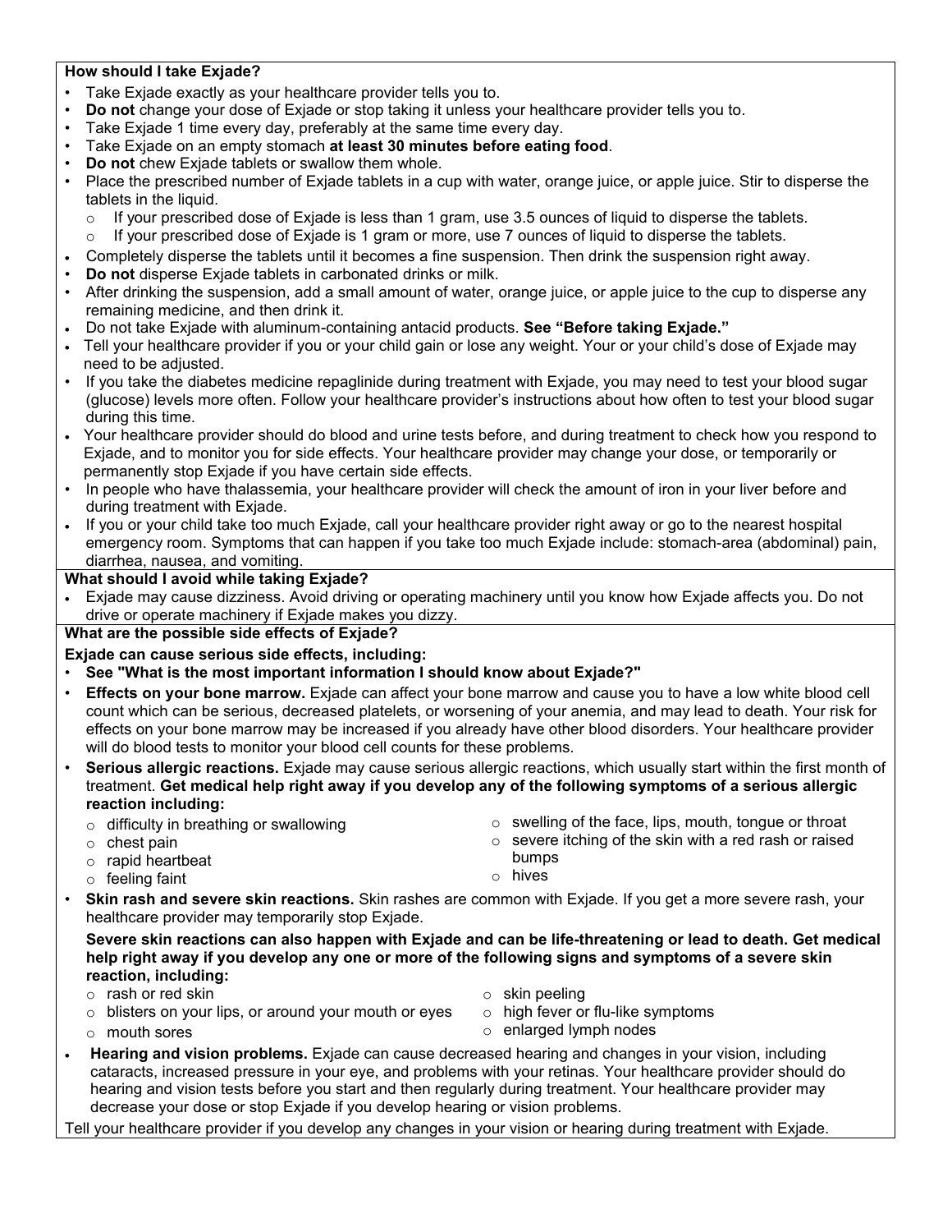**How should I take Exjade?**

- Take Exjade exactly as your healthcare provider tells you to.
- **Do not** change your dose of Exjade or stop taking it unless your healthcare provider tells you to.
- Take Exjade 1 time every day, preferably at the same time every day.
- Take Exjade on an empty stomach **at least 30 minutes before eating food**.
- **Do not** chew Exjade tablets or swallow them whole.
- Place the prescribed number of Exjade tablets in a cup with water, orange juice, or apple juice. Stir to disperse the tablets in the liquid.
  - If your prescribed dose of Exjade is less than 1 gram, use 3.5 ounces of liquid to disperse the tablets.
  - If your prescribed dose of Exjade is 1 gram or more, use 7 ounces of liquid to disperse the tablets.
- Completely disperse the tablets until it becomes a fine suspension. Then drink the suspension right away.
- **Do not** disperse Exjade tablets in carbonated drinks or milk.
- After drinking the suspension, add a small amount of water, orange juice, or apple juice to the cup to disperse any remaining medicine, and then drink it.
- Do not take Exjade with aluminum-containing antacid products. **See "Before taking Exjade."**
- Tell your healthcare provider if you or your child gain or lose any weight. Your or your child's dose of Exjade may need to be adjusted.
- If you take the diabetes medicine repaglinide during treatment with Exjade, you may need to test your blood sugar (glucose) levels more often. Follow your healthcare provider's instructions about how often to test your blood sugar during this time.
- Your healthcare provider should do blood and urine tests before, and during treatment to check how you respond to Exjade, and to monitor you for side effects. Your healthcare provider may change your dose, or temporarily or permanently stop Exjade if you have certain side effects.
- In people who have thalassemia, your healthcare provider will check the amount of iron in your liver before and during treatment with Exjade.
- If you or your child take too much Exjade, call your healthcare provider right away or go to the nearest hospital emergency room. Symptoms that can happen if you take too much Exjade include: stomach-area (abdominal) pain, diarrhea, nausea, and vomiting.

**What should I avoid while taking Exjade?**

- Exjade may cause dizziness. Avoid driving or operating machinery until you know how Exjade affects you. Do not drive or operate machinery if Exjade makes you dizzy.

**What are the possible side effects of Exjade?**

**Exjade can cause serious side effects, including:**

- **See "What is the most important information I should know about Exjade?"**
- **Effects on your bone marrow.** Exjade can affect your bone marrow and cause you to have a low white blood cell count which can be serious, decreased platelets, or worsening of your anemia, and may lead to death. Your risk for effects on your bone marrow may be increased if you already have other blood disorders. Your healthcare provider will do blood tests to monitor your blood cell counts for these problems.
- **Serious allergic reactions.** Exjade may cause serious allergic reactions, which usually start within the first month of treatment. **Get medical help right away if you develop any of the following symptoms of a serious allergic reaction including:**
  - difficulty in breathing or swallowing
  - chest pain
  - rapid heartbeat
  - feeling faint
  - swelling of the face, lips, mouth, tongue or throat
  - severe itching of the skin with a red rash or raised bumps
  - hives
- **Skin rash and severe skin reactions.** Skin rashes are common with Exjade. If you get a more severe rash, your healthcare provider may temporarily stop Exjade.

  **Severe skin reactions can also happen with Exjade and can be life-threatening or lead to death. Get medical help right away if you develop any one or more of the following signs and symptoms of a severe skin reaction, including:**
  - rash or red skin
  - blisters on your lips, or around your mouth or eyes
  - mouth sores
  - skin peeling
  - high fever or flu-like symptoms
  - enlarged lymph nodes
- **Hearing and vision problems.** Exjade can cause decreased hearing and changes in your vision, including cataracts, increased pressure in your eye, and problems with your retinas. Your healthcare provider should do hearing and vision tests before you start and then regularly during treatment. Your healthcare provider may decrease your dose or stop Exjade if you develop hearing or vision problems.

Tell your healthcare provider if you develop any changes in your vision or hearing during treatment with Exjade.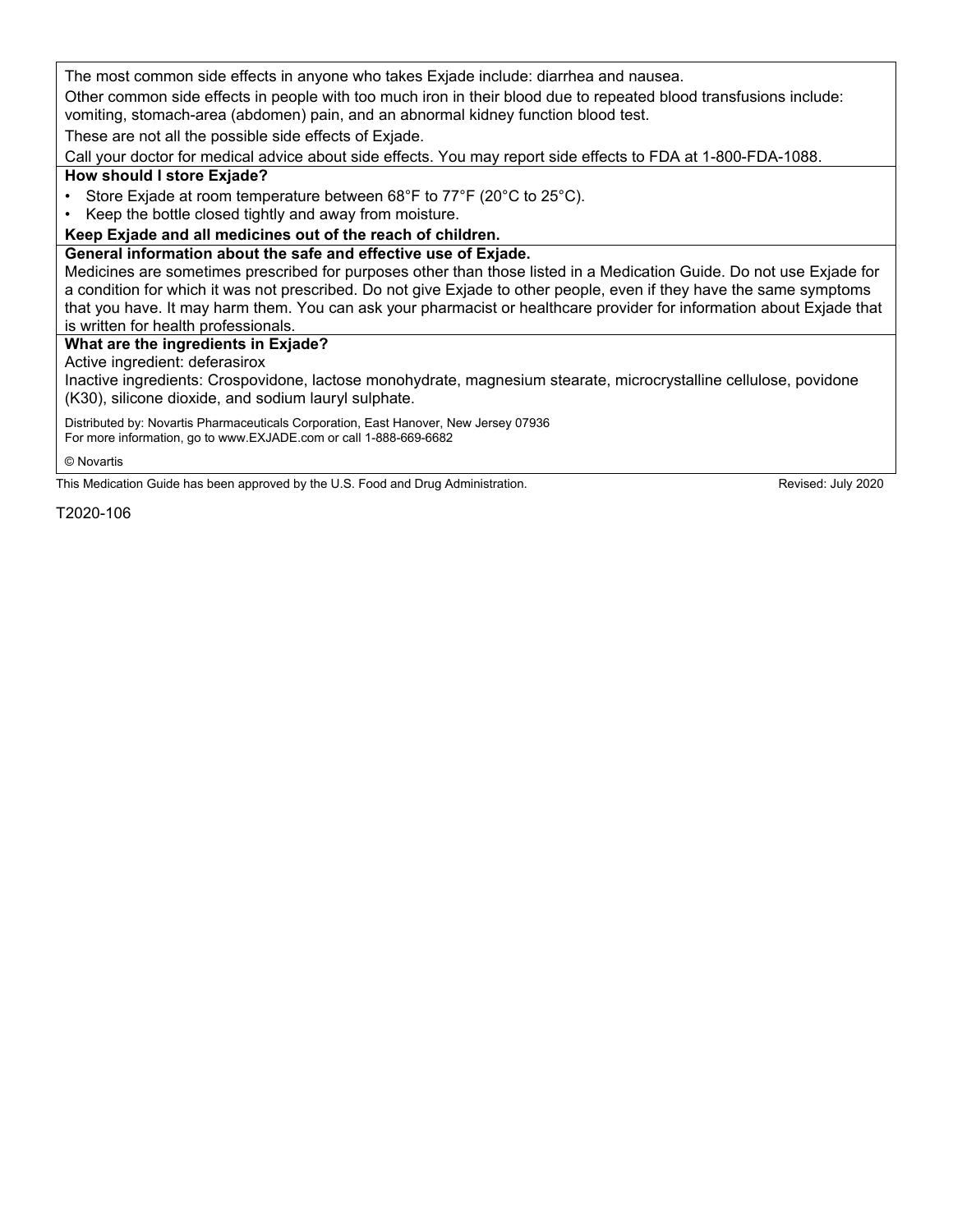The most common side effects in anyone who takes Exjade include: diarrhea and nausea.

Other common side effects in people with too much iron in their blood due to repeated blood transfusions include: vomiting, stomach-area (abdomen) pain, and an abnormal kidney function blood test.

These are not all the possible side effects of Exjade.

Call your doctor for medical advice about side effects. You may report side effects to FDA at 1-800-FDA-1088.

**How should I store Exjade?**

- Store Exjade at room temperature between 68°F to 77°F (20°C to 25°C).
- Keep the bottle closed tightly and away from moisture.

**Keep Exjade and all medicines out of the reach of children.**

**General information about the safe and effective use of Exjade.**

Medicines are sometimes prescribed for purposes other than those listed in a Medication Guide. Do not use Exjade for a condition for which it was not prescribed. Do not give Exjade to other people, even if they have the same symptoms that you have. It may harm them. You can ask your pharmacist or healthcare provider for information about Exjade that is written for health professionals.

**What are the ingredients in Exjade?**

Active ingredient: deferasirox

Inactive ingredients: Crospovidone, lactose monohydrate, magnesium stearate, microcrystalline cellulose, povidone (K30), silicone dioxide, and sodium lauryl sulphate.

Distributed by: Novartis Pharmaceuticals Corporation, East Hanover, New Jersey 07936
For more information, go to www.EXJADE.com or call 1-888-669-6682

© Novartis

This Medication Guide has been approved by the U.S. Food and Drug Administration. Revised: July 2020

T2020-106